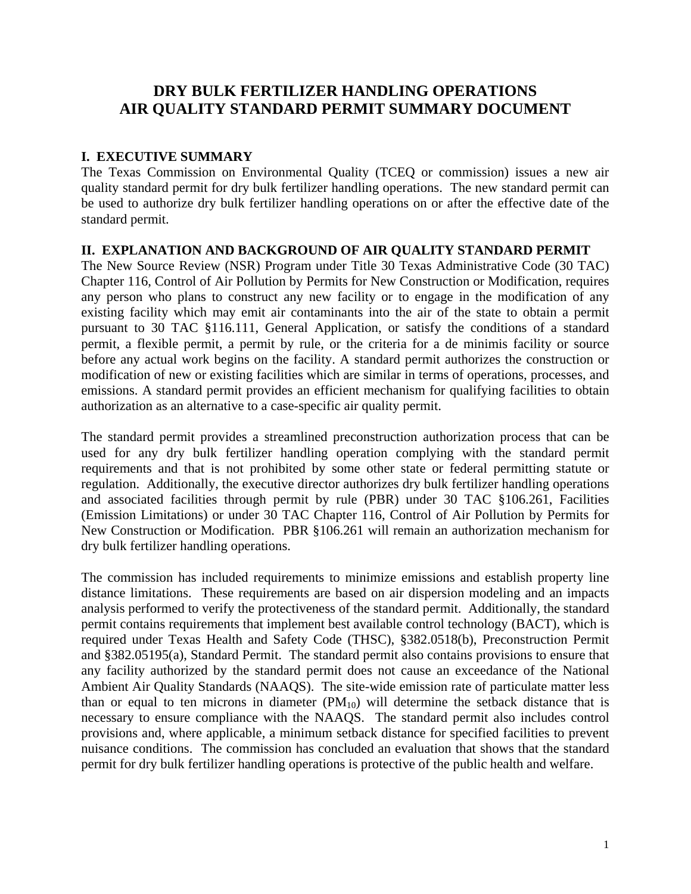# DRY BULK FERTILIZER HANDLING OPERATIONS
# AIR QUALITY STANDARD PERMIT SUMMARY DOCUMENT

## I. EXECUTIVE SUMMARY

The Texas Commission on Environmental Quality (TCEQ or commission) issues a new air quality standard permit for dry bulk fertilizer handling operations. The new standard permit can be used to authorize dry bulk fertilizer handling operations on or after the effective date of the standard permit.

## II. EXPLANATION AND BACKGROUND OF AIR QUALITY STANDARD PERMIT

The New Source Review (NSR) Program under Title 30 Texas Administrative Code (30 TAC) Chapter 116, Control of Air Pollution by Permits for New Construction or Modification, requires any person who plans to construct any new facility or to engage in the modification of any existing facility which may emit air contaminants into the air of the state to obtain a permit pursuant to 30 TAC §116.111, General Application, or satisfy the conditions of a standard permit, a flexible permit, a permit by rule, or the criteria for a de minimis facility or source before any actual work begins on the facility. A standard permit authorizes the construction or modification of new or existing facilities which are similar in terms of operations, processes, and emissions. A standard permit provides an efficient mechanism for qualifying facilities to obtain authorization as an alternative to a case-specific air quality permit.

The standard permit provides a streamlined preconstruction authorization process that can be used for any dry bulk fertilizer handling operation complying with the standard permit requirements and that is not prohibited by some other state or federal permitting statute or regulation. Additionally, the executive director authorizes dry bulk fertilizer handling operations and associated facilities through permit by rule (PBR) under 30 TAC §106.261, Facilities (Emission Limitations) or under 30 TAC Chapter 116, Control of Air Pollution by Permits for New Construction or Modification. PBR §106.261 will remain an authorization mechanism for dry bulk fertilizer handling operations.

The commission has included requirements to minimize emissions and establish property line distance limitations. These requirements are based on air dispersion modeling and an impacts analysis performed to verify the protectiveness of the standard permit. Additionally, the standard permit contains requirements that implement best available control technology (BACT), which is required under Texas Health and Safety Code (THSC), §382.0518(b), Preconstruction Permit and §382.05195(a), Standard Permit. The standard permit also contains provisions to ensure that any facility authorized by the standard permit does not cause an exceedance of the National Ambient Air Quality Standards (NAAQS). The site-wide emission rate of particulate matter less than or equal to ten microns in diameter ($PM_{10}$) will determine the setback distance that is necessary to ensure compliance with the NAAQS. The standard permit also includes control provisions and, where applicable, a minimum setback distance for specified facilities to prevent nuisance conditions. The commission has concluded an evaluation that shows that the standard permit for dry bulk fertilizer handling operations is protective of the public health and welfare.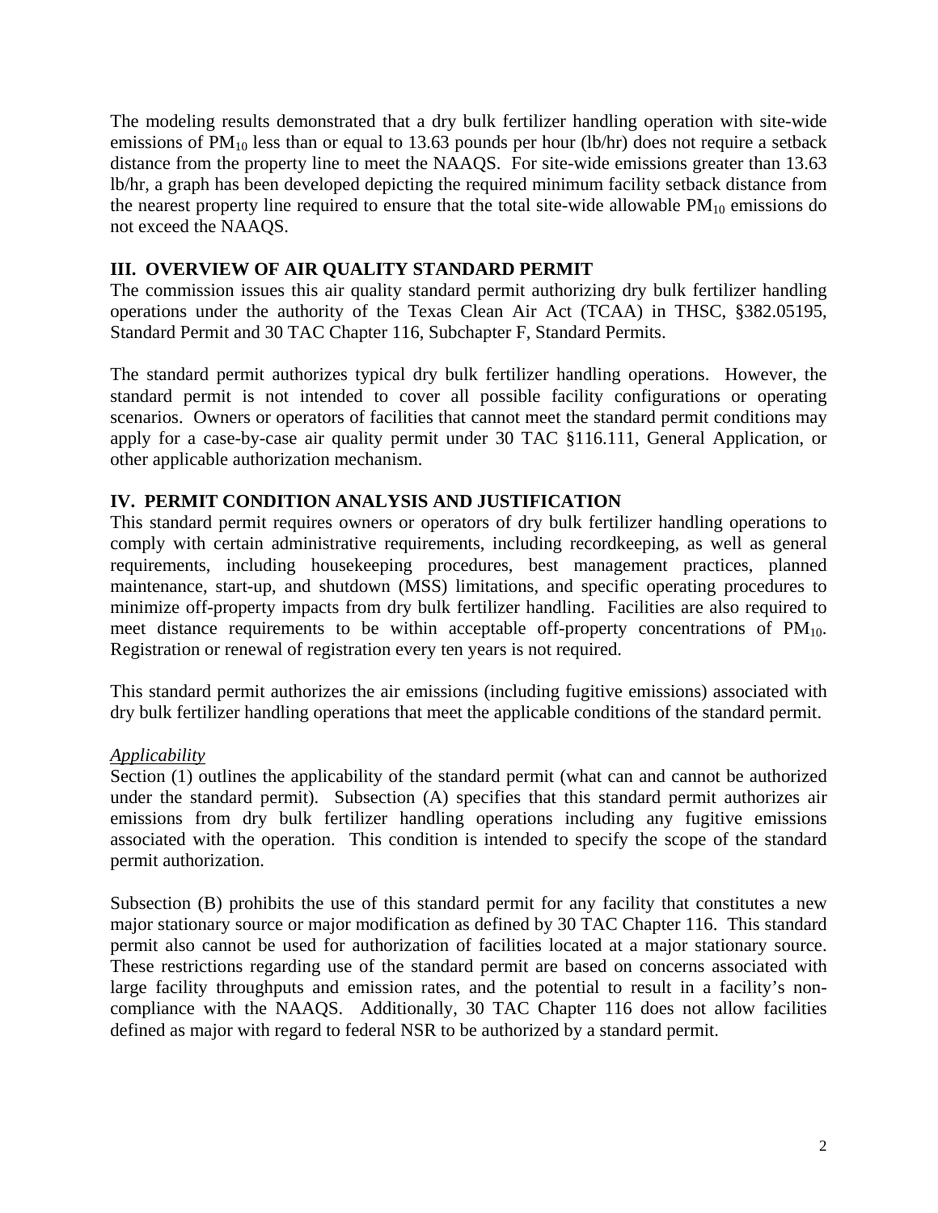The modeling results demonstrated that a dry bulk fertilizer handling operation with site-wide emissions of $PM_{10}$ less than or equal to 13.63 pounds per hour (lb/hr) does not require a setback distance from the property line to meet the NAAQS. For site-wide emissions greater than 13.63 lb/hr, a graph has been developed depicting the required minimum facility setback distance from the nearest property line required to ensure that the total site-wide allowable $PM_{10}$ emissions do not exceed the NAAQS.

## III. OVERVIEW OF AIR QUALITY STANDARD PERMIT

The commission issues this air quality standard permit authorizing dry bulk fertilizer handling operations under the authority of the Texas Clean Air Act (TCAA) in THSC, §382.05195, Standard Permit and 30 TAC Chapter 116, Subchapter F, Standard Permits.

The standard permit authorizes typical dry bulk fertilizer handling operations. However, the standard permit is not intended to cover all possible facility configurations or operating scenarios. Owners or operators of facilities that cannot meet the standard permit conditions may apply for a case-by-case air quality permit under 30 TAC §116.111, General Application, or other applicable authorization mechanism.

## IV. PERMIT CONDITION ANALYSIS AND JUSTIFICATION

This standard permit requires owners or operators of dry bulk fertilizer handling operations to comply with certain administrative requirements, including recordkeeping, as well as general requirements, including housekeeping procedures, best management practices, planned maintenance, start-up, and shutdown (MSS) limitations, and specific operating procedures to minimize off-property impacts from dry bulk fertilizer handling. Facilities are also required to meet distance requirements to be within acceptable off-property concentrations of $PM_{10}$. Registration or renewal of registration every ten years is not required.

This standard permit authorizes the air emissions (including fugitive emissions) associated with dry bulk fertilizer handling operations that meet the applicable conditions of the standard permit.

*Applicability*

Section (1) outlines the applicability of the standard permit (what can and cannot be authorized under the standard permit). Subsection (A) specifies that this standard permit authorizes air emissions from dry bulk fertilizer handling operations including any fugitive emissions associated with the operation. This condition is intended to specify the scope of the standard permit authorization.

Subsection (B) prohibits the use of this standard permit for any facility that constitutes a new major stationary source or major modification as defined by 30 TAC Chapter 116. This standard permit also cannot be used for authorization of facilities located at a major stationary source. These restrictions regarding use of the standard permit are based on concerns associated with large facility throughputs and emission rates, and the potential to result in a facility's non-compliance with the NAAQS. Additionally, 30 TAC Chapter 116 does not allow facilities defined as major with regard to federal NSR to be authorized by a standard permit.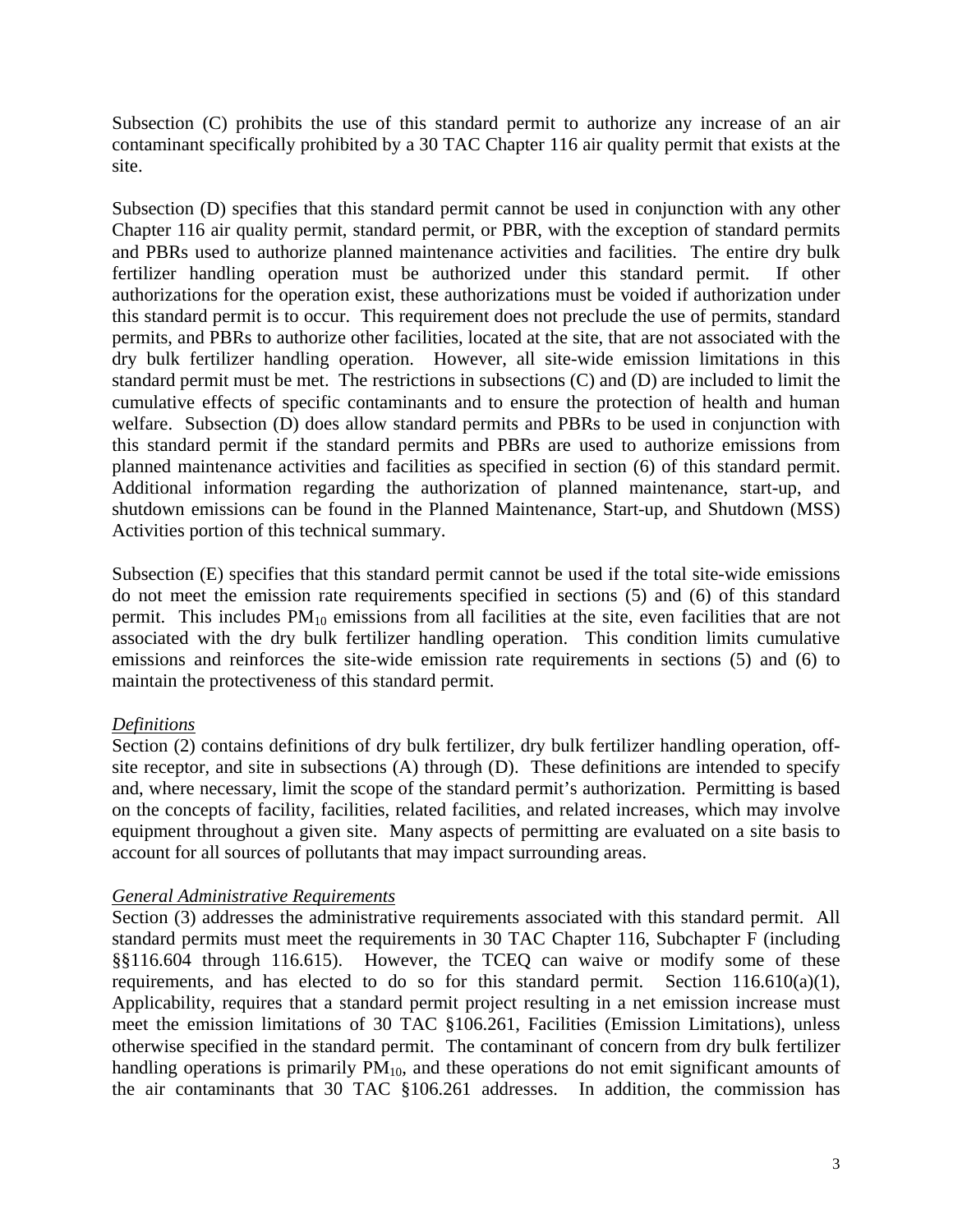Subsection (C) prohibits the use of this standard permit to authorize any increase of an air contaminant specifically prohibited by a 30 TAC Chapter 116 air quality permit that exists at the site.

Subsection (D) specifies that this standard permit cannot be used in conjunction with any other Chapter 116 air quality permit, standard permit, or PBR, with the exception of standard permits and PBRs used to authorize planned maintenance activities and facilities. The entire dry bulk fertilizer handling operation must be authorized under this standard permit. If other authorizations for the operation exist, these authorizations must be voided if authorization under this standard permit is to occur. This requirement does not preclude the use of permits, standard permits, and PBRs to authorize other facilities, located at the site, that are not associated with the dry bulk fertilizer handling operation. However, all site-wide emission limitations in this standard permit must be met. The restrictions in subsections (C) and (D) are included to limit the cumulative effects of specific contaminants and to ensure the protection of health and human welfare. Subsection (D) does allow standard permits and PBRs to be used in conjunction with this standard permit if the standard permits and PBRs are used to authorize emissions from planned maintenance activities and facilities as specified in section (6) of this standard permit. Additional information regarding the authorization of planned maintenance, start-up, and shutdown emissions can be found in the Planned Maintenance, Start-up, and Shutdown (MSS) Activities portion of this technical summary.

Subsection (E) specifies that this standard permit cannot be used if the total site-wide emissions do not meet the emission rate requirements specified in sections (5) and (6) of this standard permit. This includes $PM_{10}$ emissions from all facilities at the site, even facilities that are not associated with the dry bulk fertilizer handling operation. This condition limits cumulative emissions and reinforces the site-wide emission rate requirements in sections (5) and (6) to maintain the protectiveness of this standard permit.

*Definitions*

Section (2) contains definitions of dry bulk fertilizer, dry bulk fertilizer handling operation, off-site receptor, and site in subsections (A) through (D). These definitions are intended to specify and, where necessary, limit the scope of the standard permit's authorization. Permitting is based on the concepts of facility, facilities, related facilities, and related increases, which may involve equipment throughout a given site. Many aspects of permitting are evaluated on a site basis to account for all sources of pollutants that may impact surrounding areas.

*General Administrative Requirements*

Section (3) addresses the administrative requirements associated with this standard permit. All standard permits must meet the requirements in 30 TAC Chapter 116, Subchapter F (including §§116.604 through 116.615). However, the TCEQ can waive or modify some of these requirements, and has elected to do so for this standard permit. Section 116.610(a)(1), Applicability, requires that a standard permit project resulting in a net emission increase must meet the emission limitations of 30 TAC §106.261, Facilities (Emission Limitations), unless otherwise specified in the standard permit. The contaminant of concern from dry bulk fertilizer handling operations is primarily $PM_{10}$, and these operations do not emit significant amounts of the air contaminants that 30 TAC §106.261 addresses. In addition, the commission has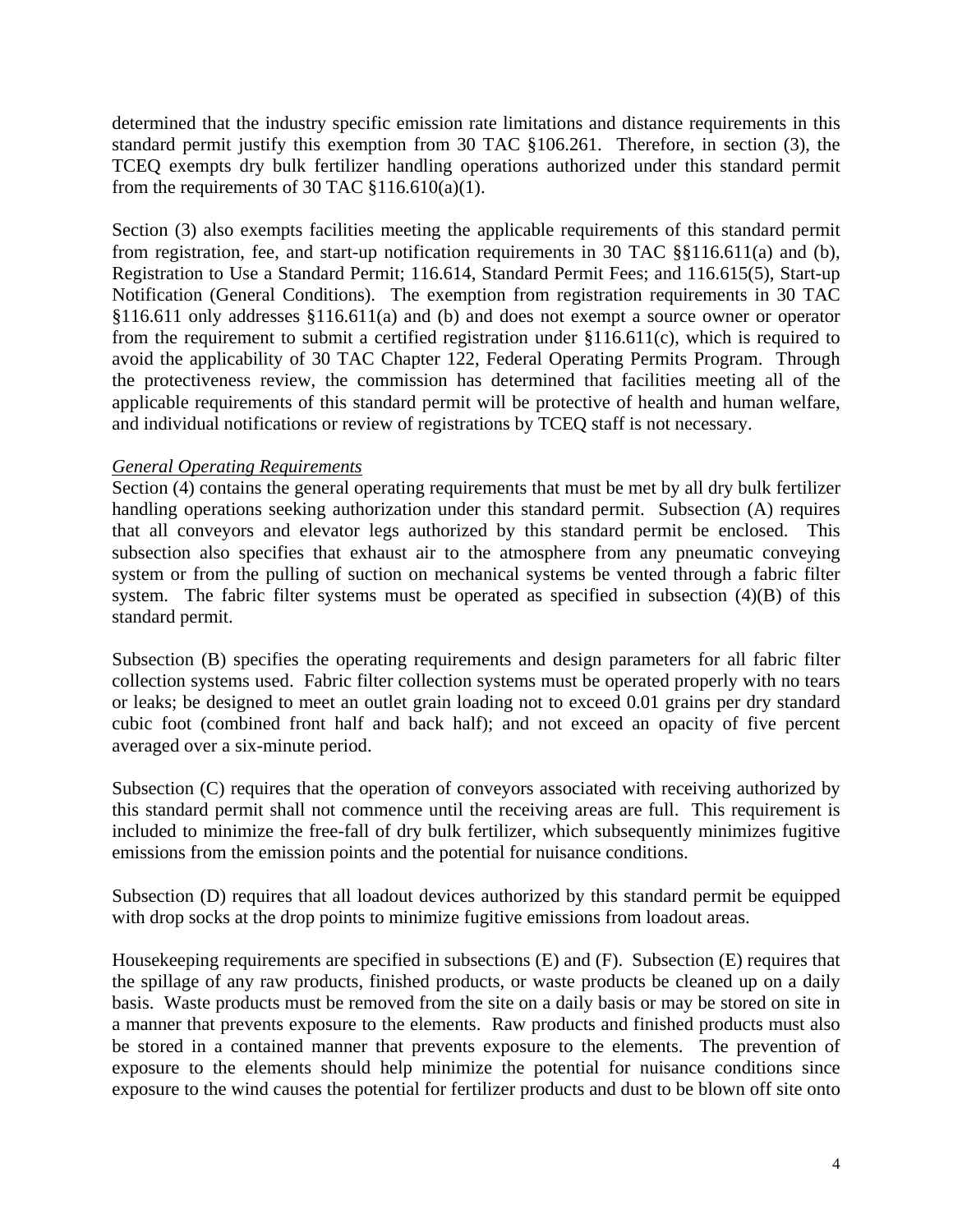determined that the industry specific emission rate limitations and distance requirements in this standard permit justify this exemption from 30 TAC §106.261. Therefore, in section (3), the TCEQ exempts dry bulk fertilizer handling operations authorized under this standard permit from the requirements of 30 TAC §116.610(a)(1).

Section (3) also exempts facilities meeting the applicable requirements of this standard permit from registration, fee, and start-up notification requirements in 30 TAC §§116.611(a) and (b), Registration to Use a Standard Permit; 116.614, Standard Permit Fees; and 116.615(5), Start-up Notification (General Conditions). The exemption from registration requirements in 30 TAC §116.611 only addresses §116.611(a) and (b) and does not exempt a source owner or operator from the requirement to submit a certified registration under §116.611(c), which is required to avoid the applicability of 30 TAC Chapter 122, Federal Operating Permits Program. Through the protectiveness review, the commission has determined that facilities meeting all of the applicable requirements of this standard permit will be protective of health and human welfare, and individual notifications or review of registrations by TCEQ staff is not necessary.

*General Operating Requirements*

Section (4) contains the general operating requirements that must be met by all dry bulk fertilizer handling operations seeking authorization under this standard permit. Subsection (A) requires that all conveyors and elevator legs authorized by this standard permit be enclosed. This subsection also specifies that exhaust air to the atmosphere from any pneumatic conveying system or from the pulling of suction on mechanical systems be vented through a fabric filter system. The fabric filter systems must be operated as specified in subsection (4)(B) of this standard permit.

Subsection (B) specifies the operating requirements and design parameters for all fabric filter collection systems used. Fabric filter collection systems must be operated properly with no tears or leaks; be designed to meet an outlet grain loading not to exceed 0.01 grains per dry standard cubic foot (combined front half and back half); and not exceed an opacity of five percent averaged over a six-minute period.

Subsection (C) requires that the operation of conveyors associated with receiving authorized by this standard permit shall not commence until the receiving areas are full. This requirement is included to minimize the free-fall of dry bulk fertilizer, which subsequently minimizes fugitive emissions from the emission points and the potential for nuisance conditions.

Subsection (D) requires that all loadout devices authorized by this standard permit be equipped with drop socks at the drop points to minimize fugitive emissions from loadout areas.

Housekeeping requirements are specified in subsections (E) and (F). Subsection (E) requires that the spillage of any raw products, finished products, or waste products be cleaned up on a daily basis. Waste products must be removed from the site on a daily basis or may be stored on site in a manner that prevents exposure to the elements. Raw products and finished products must also be stored in a contained manner that prevents exposure to the elements. The prevention of exposure to the elements should help minimize the potential for nuisance conditions since exposure to the wind causes the potential for fertilizer products and dust to be blown off site onto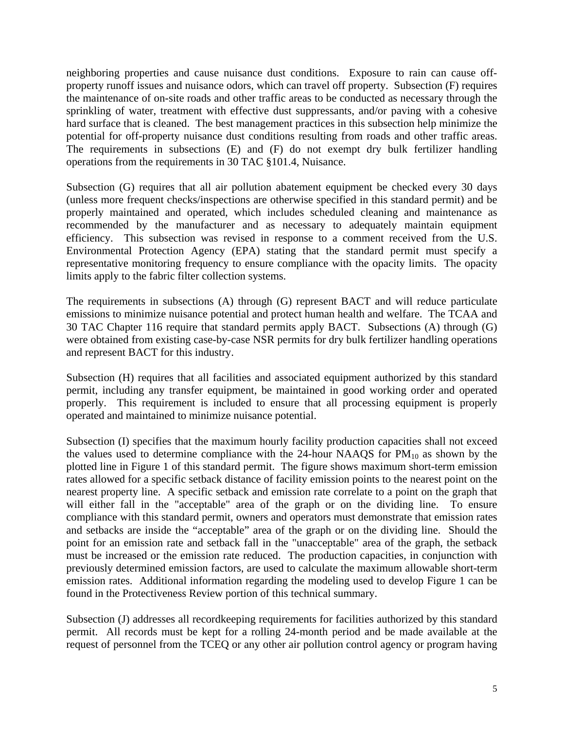neighboring properties and cause nuisance dust conditions. Exposure to rain can cause off-property runoff issues and nuisance odors, which can travel off property. Subsection (F) requires the maintenance of on-site roads and other traffic areas to be conducted as necessary through the sprinkling of water, treatment with effective dust suppressants, and/or paving with a cohesive hard surface that is cleaned. The best management practices in this subsection help minimize the potential for off-property nuisance dust conditions resulting from roads and other traffic areas. The requirements in subsections (E) and (F) do not exempt dry bulk fertilizer handling operations from the requirements in 30 TAC §101.4, Nuisance.

Subsection (G) requires that all air pollution abatement equipment be checked every 30 days (unless more frequent checks/inspections are otherwise specified in this standard permit) and be properly maintained and operated, which includes scheduled cleaning and maintenance as recommended by the manufacturer and as necessary to adequately maintain equipment efficiency. This subsection was revised in response to a comment received from the U.S. Environmental Protection Agency (EPA) stating that the standard permit must specify a representative monitoring frequency to ensure compliance with the opacity limits. The opacity limits apply to the fabric filter collection systems.

The requirements in subsections (A) through (G) represent BACT and will reduce particulate emissions to minimize nuisance potential and protect human health and welfare. The TCAA and 30 TAC Chapter 116 require that standard permits apply BACT. Subsections (A) through (G) were obtained from existing case-by-case NSR permits for dry bulk fertilizer handling operations and represent BACT for this industry.

Subsection (H) requires that all facilities and associated equipment authorized by this standard permit, including any transfer equipment, be maintained in good working order and operated properly. This requirement is included to ensure that all processing equipment is properly operated and maintained to minimize nuisance potential.

Subsection (I) specifies that the maximum hourly facility production capacities shall not exceed the values used to determine compliance with the 24-hour NAAQS for $PM_{10}$ as shown by the plotted line in Figure 1 of this standard permit. The figure shows maximum short-term emission rates allowed for a specific setback distance of facility emission points to the nearest point on the nearest property line. A specific setback and emission rate correlate to a point on the graph that will either fall in the "acceptable" area of the graph or on the dividing line. To ensure compliance with this standard permit, owners and operators must demonstrate that emission rates and setbacks are inside the "acceptable" area of the graph or on the dividing line. Should the point for an emission rate and setback fall in the "unacceptable" area of the graph, the setback must be increased or the emission rate reduced. The production capacities, in conjunction with previously determined emission factors, are used to calculate the maximum allowable short-term emission rates. Additional information regarding the modeling used to develop Figure 1 can be found in the Protectiveness Review portion of this technical summary.

Subsection (J) addresses all recordkeeping requirements for facilities authorized by this standard permit. All records must be kept for a rolling 24-month period and be made available at the request of personnel from the TCEQ or any other air pollution control agency or program having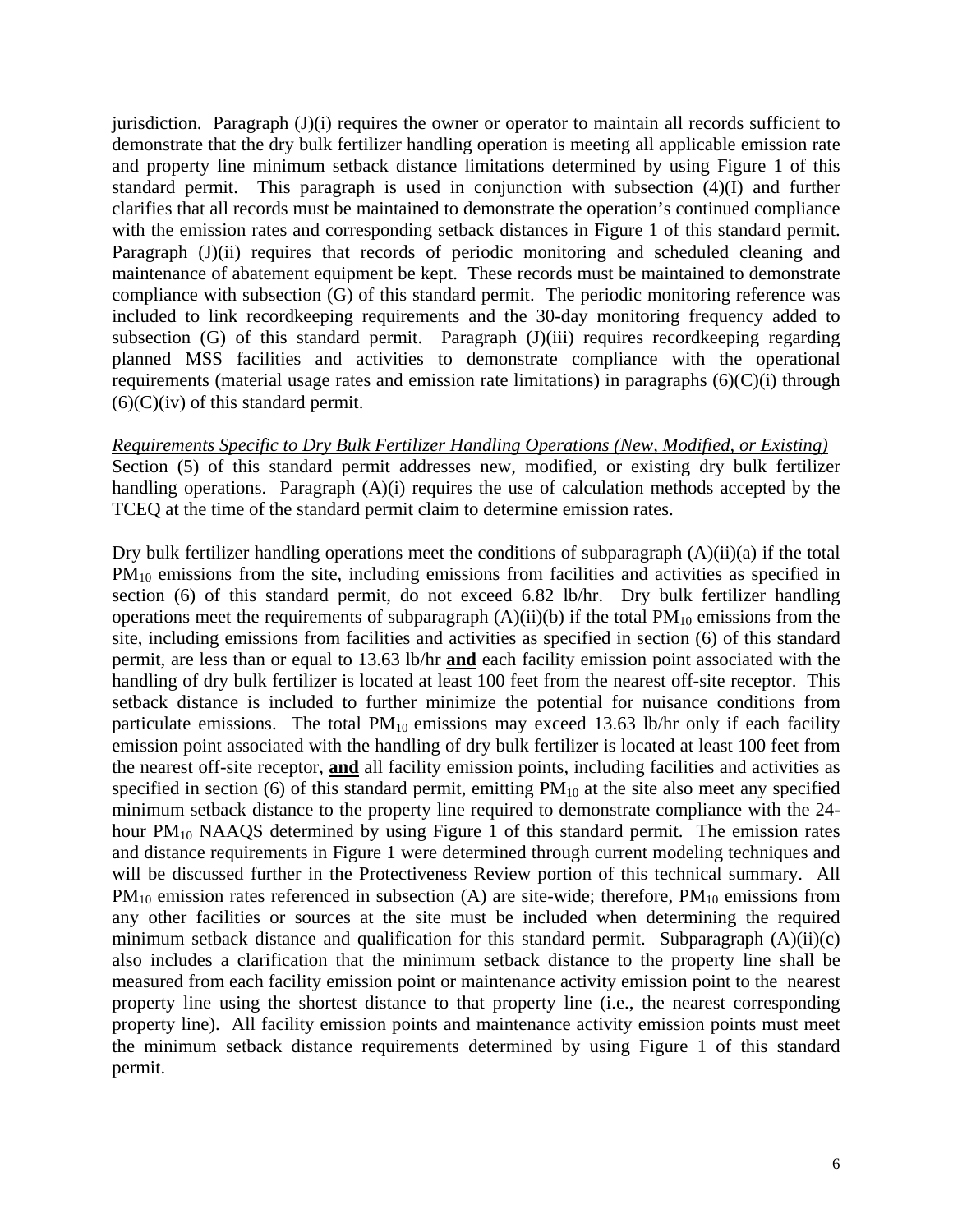jurisdiction. Paragraph (J)(i) requires the owner or operator to maintain all records sufficient to demonstrate that the dry bulk fertilizer handling operation is meeting all applicable emission rate and property line minimum setback distance limitations determined by using Figure 1 of this standard permit. This paragraph is used in conjunction with subsection (4)(I) and further clarifies that all records must be maintained to demonstrate the operation's continued compliance with the emission rates and corresponding setback distances in Figure 1 of this standard permit. Paragraph (J)(ii) requires that records of periodic monitoring and scheduled cleaning and maintenance of abatement equipment be kept. These records must be maintained to demonstrate compliance with subsection (G) of this standard permit. The periodic monitoring reference was included to link recordkeeping requirements and the 30-day monitoring frequency added to subsection (G) of this standard permit. Paragraph (J)(iii) requires recordkeeping regarding planned MSS facilities and activities to demonstrate compliance with the operational requirements (material usage rates and emission rate limitations) in paragraphs (6)(C)(i) through (6)(C)(iv) of this standard permit.

*Requirements Specific to Dry Bulk Fertilizer Handling Operations (New, Modified, or Existing)*

Section (5) of this standard permit addresses new, modified, or existing dry bulk fertilizer handling operations. Paragraph (A)(i) requires the use of calculation methods accepted by the TCEQ at the time of the standard permit claim to determine emission rates.

Dry bulk fertilizer handling operations meet the conditions of subparagraph (A)(ii)(a) if the total $PM_{10}$ emissions from the site, including emissions from facilities and activities as specified in section (6) of this standard permit, do not exceed 6.82 lb/hr. Dry bulk fertilizer handling operations meet the requirements of subparagraph (A)(ii)(b) if the total $PM_{10}$ emissions from the site, including emissions from facilities and activities as specified in section (6) of this standard permit, are less than or equal to 13.63 lb/hr **and** each facility emission point associated with the handling of dry bulk fertilizer is located at least 100 feet from the nearest off-site receptor. This setback distance is included to further minimize the potential for nuisance conditions from particulate emissions. The total $PM_{10}$ emissions may exceed 13.63 lb/hr only if each facility emission point associated with the handling of dry bulk fertilizer is located at least 100 feet from the nearest off-site receptor, **and** all facility emission points, including facilities and activities as specified in section (6) of this standard permit, emitting $PM_{10}$ at the site also meet any specified minimum setback distance to the property line required to demonstrate compliance with the 24-hour $PM_{10}$ NAAQS determined by using Figure 1 of this standard permit. The emission rates and distance requirements in Figure 1 were determined through current modeling techniques and will be discussed further in the Protectiveness Review portion of this technical summary. All $PM_{10}$ emission rates referenced in subsection (A) are site-wide; therefore, $PM_{10}$ emissions from any other facilities or sources at the site must be included when determining the required minimum setback distance and qualification for this standard permit. Subparagraph (A)(ii)(c) also includes a clarification that the minimum setback distance to the property line shall be measured from each facility emission point or maintenance activity emission point to the nearest property line using the shortest distance to that property line (i.e., the nearest corresponding property line). All facility emission points and maintenance activity emission points must meet the minimum setback distance requirements determined by using Figure 1 of this standard permit.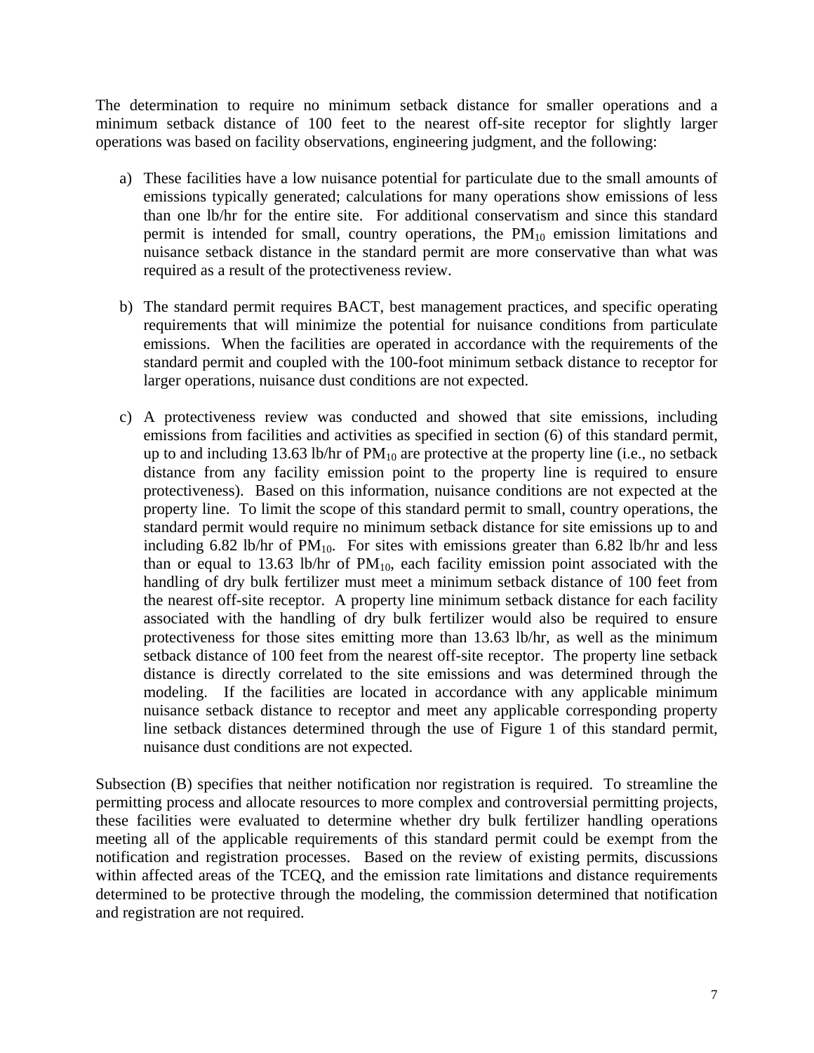The determination to require no minimum setback distance for smaller operations and a minimum setback distance of 100 feet to the nearest off-site receptor for slightly larger operations was based on facility observations, engineering judgment, and the following:

a) These facilities have a low nuisance potential for particulate due to the small amounts of emissions typically generated; calculations for many operations show emissions of less than one lb/hr for the entire site. For additional conservatism and since this standard permit is intended for small, country operations, the $PM_{10}$ emission limitations and nuisance setback distance in the standard permit are more conservative than what was required as a result of the protectiveness review.

b) The standard permit requires BACT, best management practices, and specific operating requirements that will minimize the potential for nuisance conditions from particulate emissions. When the facilities are operated in accordance with the requirements of the standard permit and coupled with the 100-foot minimum setback distance to receptor for larger operations, nuisance dust conditions are not expected.

c) A protectiveness review was conducted and showed that site emissions, including emissions from facilities and activities as specified in section (6) of this standard permit, up to and including 13.63 lb/hr of $PM_{10}$ are protective at the property line (i.e., no setback distance from any facility emission point to the property line is required to ensure protectiveness). Based on this information, nuisance conditions are not expected at the property line. To limit the scope of this standard permit to small, country operations, the standard permit would require no minimum setback distance for site emissions up to and including 6.82 lb/hr of $PM_{10}$. For sites with emissions greater than 6.82 lb/hr and less than or equal to 13.63 lb/hr of $PM_{10}$, each facility emission point associated with the handling of dry bulk fertilizer must meet a minimum setback distance of 100 feet from the nearest off-site receptor. A property line minimum setback distance for each facility associated with the handling of dry bulk fertilizer would also be required to ensure protectiveness for those sites emitting more than 13.63 lb/hr, as well as the minimum setback distance of 100 feet from the nearest off-site receptor. The property line setback distance is directly correlated to the site emissions and was determined through the modeling. If the facilities are located in accordance with any applicable minimum nuisance setback distance to receptor and meet any applicable corresponding property line setback distances determined through the use of Figure 1 of this standard permit, nuisance dust conditions are not expected.

Subsection (B) specifies that neither notification nor registration is required. To streamline the permitting process and allocate resources to more complex and controversial permitting projects, these facilities were evaluated to determine whether dry bulk fertilizer handling operations meeting all of the applicable requirements of this standard permit could be exempt from the notification and registration processes. Based on the review of existing permits, discussions within affected areas of the TCEQ, and the emission rate limitations and distance requirements determined to be protective through the modeling, the commission determined that notification and registration are not required.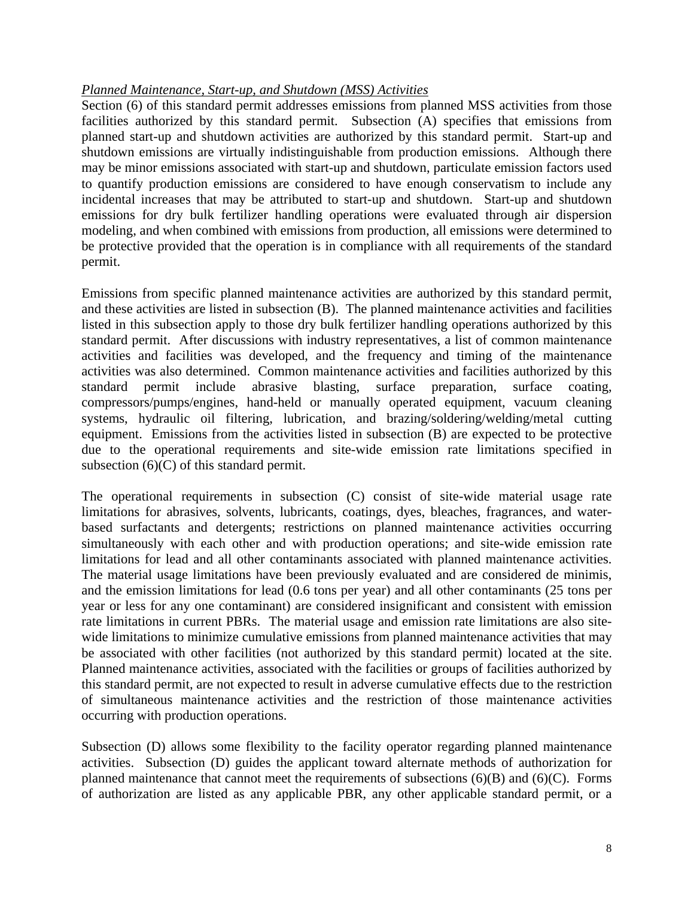*Planned Maintenance, Start-up, and Shutdown (MSS) Activities*

Section (6) of this standard permit addresses emissions from planned MSS activities from those facilities authorized by this standard permit. Subsection (A) specifies that emissions from planned start-up and shutdown activities are authorized by this standard permit. Start-up and shutdown emissions are virtually indistinguishable from production emissions. Although there may be minor emissions associated with start-up and shutdown, particulate emission factors used to quantify production emissions are considered to have enough conservatism to include any incidental increases that may be attributed to start-up and shutdown. Start-up and shutdown emissions for dry bulk fertilizer handling operations were evaluated through air dispersion modeling, and when combined with emissions from production, all emissions were determined to be protective provided that the operation is in compliance with all requirements of the standard permit.

Emissions from specific planned maintenance activities are authorized by this standard permit, and these activities are listed in subsection (B). The planned maintenance activities and facilities listed in this subsection apply to those dry bulk fertilizer handling operations authorized by this standard permit. After discussions with industry representatives, a list of common maintenance activities and facilities was developed, and the frequency and timing of the maintenance activities was also determined. Common maintenance activities and facilities authorized by this standard permit include abrasive blasting, surface preparation, surface coating, compressors/pumps/engines, hand-held or manually operated equipment, vacuum cleaning systems, hydraulic oil filtering, lubrication, and brazing/soldering/welding/metal cutting equipment. Emissions from the activities listed in subsection (B) are expected to be protective due to the operational requirements and site-wide emission rate limitations specified in subsection (6)(C) of this standard permit.

The operational requirements in subsection (C) consist of site-wide material usage rate limitations for abrasives, solvents, lubricants, coatings, dyes, bleaches, fragrances, and water-based surfactants and detergents; restrictions on planned maintenance activities occurring simultaneously with each other and with production operations; and site-wide emission rate limitations for lead and all other contaminants associated with planned maintenance activities. The material usage limitations have been previously evaluated and are considered de minimis, and the emission limitations for lead (0.6 tons per year) and all other contaminants (25 tons per year or less for any one contaminant) are considered insignificant and consistent with emission rate limitations in current PBRs. The material usage and emission rate limitations are also site-wide limitations to minimize cumulative emissions from planned maintenance activities that may be associated with other facilities (not authorized by this standard permit) located at the site. Planned maintenance activities, associated with the facilities or groups of facilities authorized by this standard permit, are not expected to result in adverse cumulative effects due to the restriction of simultaneous maintenance activities and the restriction of those maintenance activities occurring with production operations.

Subsection (D) allows some flexibility to the facility operator regarding planned maintenance activities. Subsection (D) guides the applicant toward alternate methods of authorization for planned maintenance that cannot meet the requirements of subsections (6)(B) and (6)(C). Forms of authorization are listed as any applicable PBR, any other applicable standard permit, or a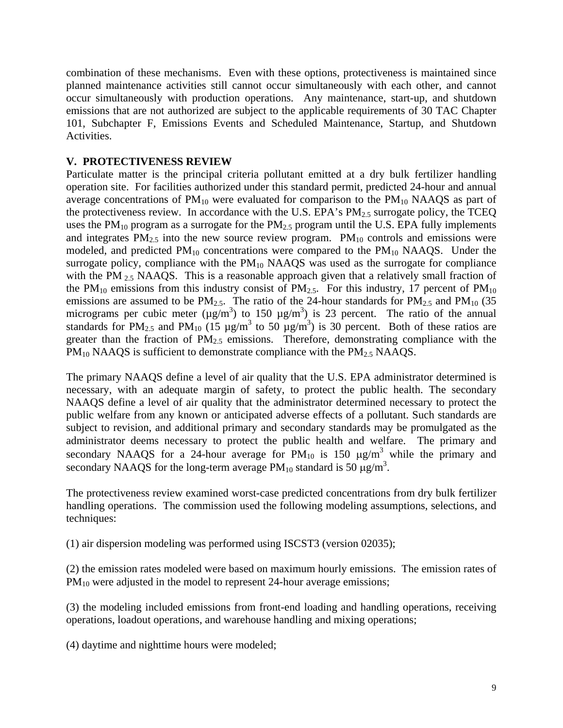combination of these mechanisms. Even with these options, protectiveness is maintained since planned maintenance activities still cannot occur simultaneously with each other, and cannot occur simultaneously with production operations. Any maintenance, start-up, and shutdown emissions that are not authorized are subject to the applicable requirements of 30 TAC Chapter 101, Subchapter F, Emissions Events and Scheduled Maintenance, Startup, and Shutdown Activities.

## V. PROTECTIVENESS REVIEW

Particulate matter is the principal criteria pollutant emitted at a dry bulk fertilizer handling operation site. For facilities authorized under this standard permit, predicted 24-hour and annual average concentrations of $PM_{10}$ were evaluated for comparison to the $PM_{10}$ NAAQS as part of the protectiveness review. In accordance with the U.S. EPA's $PM_{2.5}$ surrogate policy, the TCEQ uses the $PM_{10}$ program as a surrogate for the $PM_{2.5}$ program until the U.S. EPA fully implements and integrates $PM_{2.5}$ into the new source review program. $PM_{10}$ controls and emissions were modeled, and predicted $PM_{10}$ concentrations were compared to the $PM_{10}$ NAAQS. Under the surrogate policy, compliance with the $PM_{10}$ NAAQS was used as the surrogate for compliance with the $PM_{2.5}$ NAAQS. This is a reasonable approach given that a relatively small fraction of the $PM_{10}$ emissions from this industry consist of $PM_{2.5}$. For this industry, 17 percent of $PM_{10}$ emissions are assumed to be $PM_{2.5}$. The ratio of the 24-hour standards for $PM_{2.5}$ and $PM_{10}$ (35 micrograms per cubic meter ($\mu g/m^3$) to 150 $\mu g/m^3$) is 23 percent. The ratio of the annual standards for $PM_{2.5}$ and $PM_{10}$ (15 $\mu g/m^3$ to 50 $\mu g/m^3$) is 30 percent. Both of these ratios are greater than the fraction of $PM_{2.5}$ emissions. Therefore, demonstrating compliance with the $PM_{10}$ NAAQS is sufficient to demonstrate compliance with the $PM_{2.5}$ NAAQS.

The primary NAAQS define a level of air quality that the U.S. EPA administrator determined is necessary, with an adequate margin of safety, to protect the public health. The secondary NAAQS define a level of air quality that the administrator determined necessary to protect the public welfare from any known or anticipated adverse effects of a pollutant. Such standards are subject to revision, and additional primary and secondary standards may be promulgated as the administrator deems necessary to protect the public health and welfare. The primary and secondary NAAQS for a 24-hour average for $PM_{10}$ is 150 $\mu g/m^3$ while the primary and secondary NAAQS for the long-term average $PM_{10}$ standard is 50 $\mu g/m^3$.

The protectiveness review examined worst-case predicted concentrations from dry bulk fertilizer handling operations. The commission used the following modeling assumptions, selections, and techniques:

(1) air dispersion modeling was performed using ISCST3 (version 02035);

(2) the emission rates modeled were based on maximum hourly emissions. The emission rates of $PM_{10}$ were adjusted in the model to represent 24-hour average emissions;

(3) the modeling included emissions from front-end loading and handling operations, receiving operations, loadout operations, and warehouse handling and mixing operations;

(4) daytime and nighttime hours were modeled;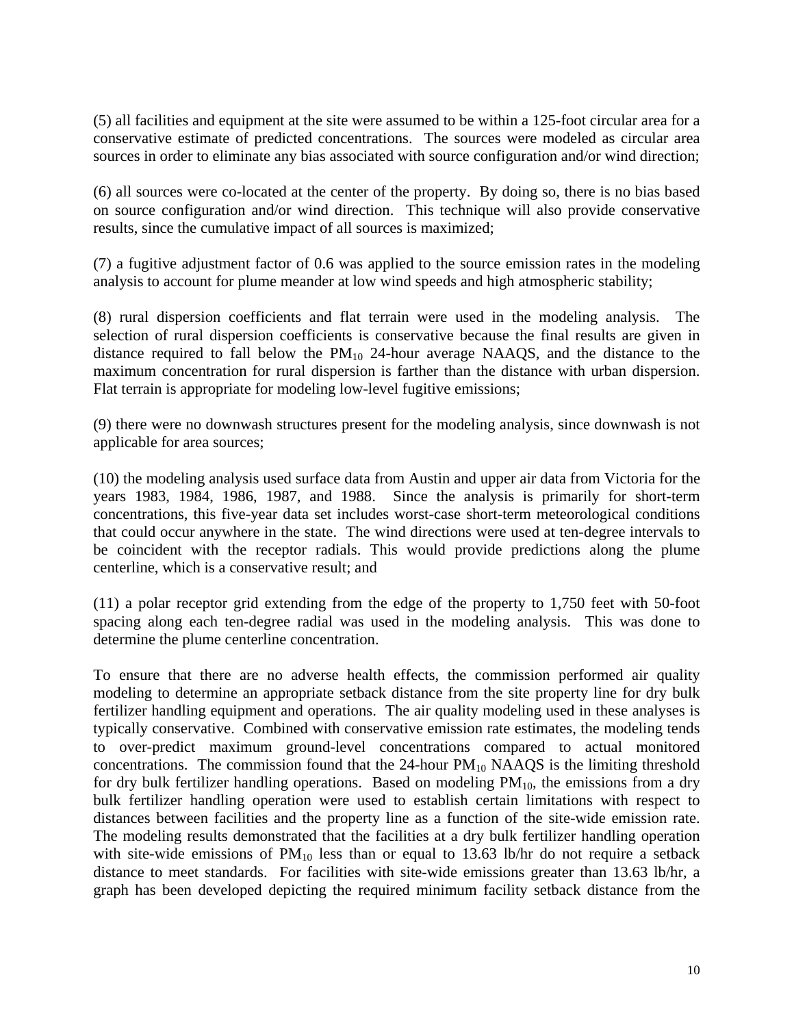(5) all facilities and equipment at the site were assumed to be within a 125-foot circular area for a conservative estimate of predicted concentrations. The sources were modeled as circular area sources in order to eliminate any bias associated with source configuration and/or wind direction;

(6) all sources were co-located at the center of the property. By doing so, there is no bias based on source configuration and/or wind direction. This technique will also provide conservative results, since the cumulative impact of all sources is maximized;

(7) a fugitive adjustment factor of 0.6 was applied to the source emission rates in the modeling analysis to account for plume meander at low wind speeds and high atmospheric stability;

(8) rural dispersion coefficients and flat terrain were used in the modeling analysis. The selection of rural dispersion coefficients is conservative because the final results are given in distance required to fall below the $PM_{10}$ 24-hour average NAAQS, and the distance to the maximum concentration for rural dispersion is farther than the distance with urban dispersion. Flat terrain is appropriate for modeling low-level fugitive emissions;

(9) there were no downwash structures present for the modeling analysis, since downwash is not applicable for area sources;

(10) the modeling analysis used surface data from Austin and upper air data from Victoria for the years 1983, 1984, 1986, 1987, and 1988. Since the analysis is primarily for short-term concentrations, this five-year data set includes worst-case short-term meteorological conditions that could occur anywhere in the state. The wind directions were used at ten-degree intervals to be coincident with the receptor radials. This would provide predictions along the plume centerline, which is a conservative result; and

(11) a polar receptor grid extending from the edge of the property to 1,750 feet with 50-foot spacing along each ten-degree radial was used in the modeling analysis. This was done to determine the plume centerline concentration.

To ensure that there are no adverse health effects, the commission performed air quality modeling to determine an appropriate setback distance from the site property line for dry bulk fertilizer handling equipment and operations. The air quality modeling used in these analyses is typically conservative. Combined with conservative emission rate estimates, the modeling tends to over-predict maximum ground-level concentrations compared to actual monitored concentrations. The commission found that the 24-hour $PM_{10}$ NAAQS is the limiting threshold for dry bulk fertilizer handling operations. Based on modeling $PM_{10}$, the emissions from a dry bulk fertilizer handling operation were used to establish certain limitations with respect to distances between facilities and the property line as a function of the site-wide emission rate. The modeling results demonstrated that the facilities at a dry bulk fertilizer handling operation with site-wide emissions of $PM_{10}$ less than or equal to 13.63 lb/hr do not require a setback distance to meet standards. For facilities with site-wide emissions greater than 13.63 lb/hr, a graph has been developed depicting the required minimum facility setback distance from the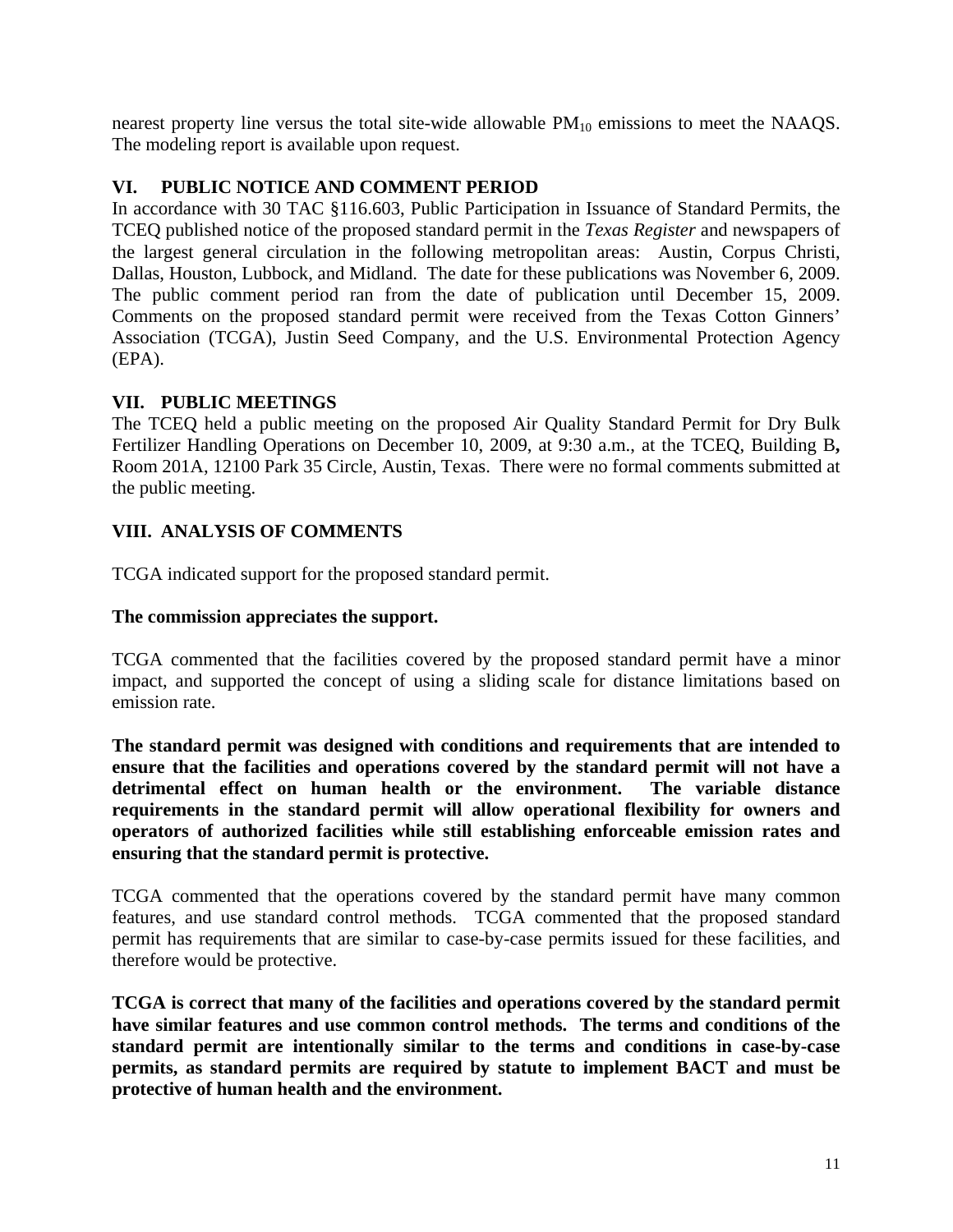nearest property line versus the total site-wide allowable $PM_{10}$ emissions to meet the NAAQS. The modeling report is available upon request.

## VI. PUBLIC NOTICE AND COMMENT PERIOD

In accordance with 30 TAC §116.603, Public Participation in Issuance of Standard Permits, the TCEQ published notice of the proposed standard permit in the *Texas Register* and newspapers of the largest general circulation in the following metropolitan areas: Austin, Corpus Christi, Dallas, Houston, Lubbock, and Midland. The date for these publications was November 6, 2009. The public comment period ran from the date of publication until December 15, 2009. Comments on the proposed standard permit were received from the Texas Cotton Ginners' Association (TCGA), Justin Seed Company, and the U.S. Environmental Protection Agency (EPA).

## VII. PUBLIC MEETINGS

The TCEQ held a public meeting on the proposed Air Quality Standard Permit for Dry Bulk Fertilizer Handling Operations on December 10, 2009, at 9:30 a.m., at the TCEQ, Building B**,** Room 201A, 12100 Park 35 Circle, Austin, Texas. There were no formal comments submitted at the public meeting.

## VIII. ANALYSIS OF COMMENTS

TCGA indicated support for the proposed standard permit.

**The commission appreciates the support.**

TCGA commented that the facilities covered by the proposed standard permit have a minor impact, and supported the concept of using a sliding scale for distance limitations based on emission rate.

**The standard permit was designed with conditions and requirements that are intended to ensure that the facilities and operations covered by the standard permit will not have a detrimental effect on human health or the environment. The variable distance requirements in the standard permit will allow operational flexibility for owners and operators of authorized facilities while still establishing enforceable emission rates and ensuring that the standard permit is protective.**

TCGA commented that the operations covered by the standard permit have many common features, and use standard control methods. TCGA commented that the proposed standard permit has requirements that are similar to case-by-case permits issued for these facilities, and therefore would be protective.

**TCGA is correct that many of the facilities and operations covered by the standard permit have similar features and use common control methods. The terms and conditions of the standard permit are intentionally similar to the terms and conditions in case-by-case permits, as standard permits are required by statute to implement BACT and must be protective of human health and the environment.**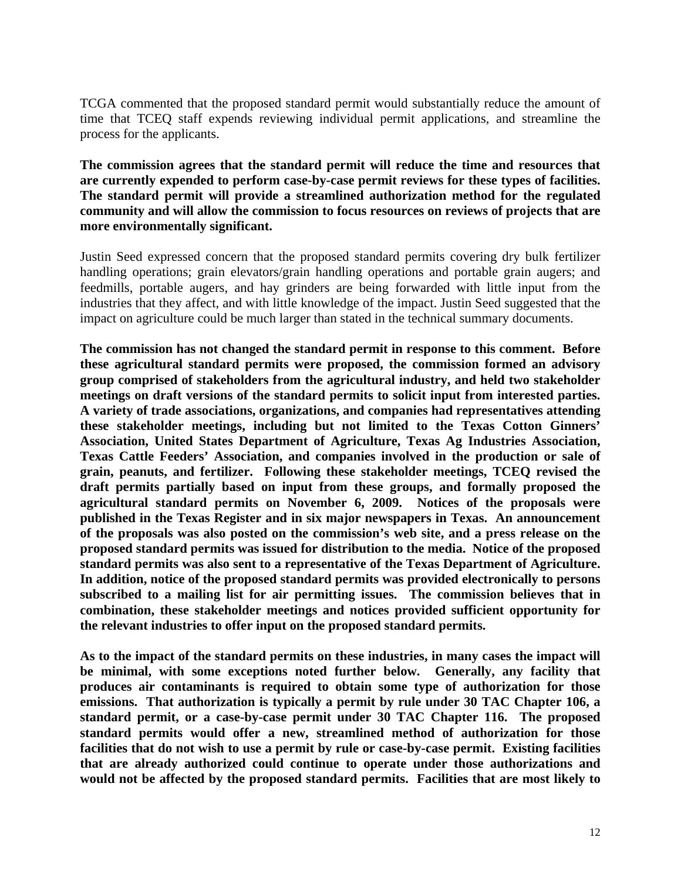TCGA commented that the proposed standard permit would substantially reduce the amount of time that TCEQ staff expends reviewing individual permit applications, and streamline the process for the applicants.

**The commission agrees that the standard permit will reduce the time and resources that are currently expended to perform case-by-case permit reviews for these types of facilities. The standard permit will provide a streamlined authorization method for the regulated community and will allow the commission to focus resources on reviews of projects that are more environmentally significant.**

Justin Seed expressed concern that the proposed standard permits covering dry bulk fertilizer handling operations; grain elevators/grain handling operations and portable grain augers; and feedmills, portable augers, and hay grinders are being forwarded with little input from the industries that they affect, and with little knowledge of the impact. Justin Seed suggested that the impact on agriculture could be much larger than stated in the technical summary documents.

**The commission has not changed the standard permit in response to this comment. Before these agricultural standard permits were proposed, the commission formed an advisory group comprised of stakeholders from the agricultural industry, and held two stakeholder meetings on draft versions of the standard permits to solicit input from interested parties. A variety of trade associations, organizations, and companies had representatives attending these stakeholder meetings, including but not limited to the Texas Cotton Ginners' Association, United States Department of Agriculture, Texas Ag Industries Association, Texas Cattle Feeders' Association, and companies involved in the production or sale of grain, peanuts, and fertilizer. Following these stakeholder meetings, TCEQ revised the draft permits partially based on input from these groups, and formally proposed the agricultural standard permits on November 6, 2009. Notices of the proposals were published in the Texas Register and in six major newspapers in Texas. An announcement of the proposals was also posted on the commission's web site, and a press release on the proposed standard permits was issued for distribution to the media. Notice of the proposed standard permits was also sent to a representative of the Texas Department of Agriculture. In addition, notice of the proposed standard permits was provided electronically to persons subscribed to a mailing list for air permitting issues. The commission believes that in combination, these stakeholder meetings and notices provided sufficient opportunity for the relevant industries to offer input on the proposed standard permits.**

**As to the impact of the standard permits on these industries, in many cases the impact will be minimal, with some exceptions noted further below. Generally, any facility that produces air contaminants is required to obtain some type of authorization for those emissions. That authorization is typically a permit by rule under 30 TAC Chapter 106, a standard permit, or a case-by-case permit under 30 TAC Chapter 116. The proposed standard permits would offer a new, streamlined method of authorization for those facilities that do not wish to use a permit by rule or case-by-case permit. Existing facilities that are already authorized could continue to operate under those authorizations and would not be affected by the proposed standard permits. Facilities that are most likely to**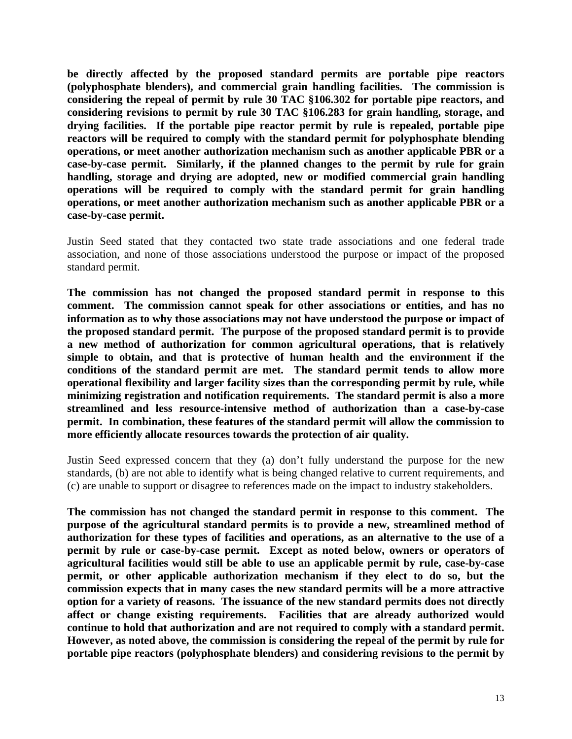**be directly affected by the proposed standard permits are portable pipe reactors (polyphosphate blenders), and commercial grain handling facilities. The commission is considering the repeal of permit by rule 30 TAC §106.302 for portable pipe reactors, and considering revisions to permit by rule 30 TAC §106.283 for grain handling, storage, and drying facilities. If the portable pipe reactor permit by rule is repealed, portable pipe reactors will be required to comply with the standard permit for polyphosphate blending operations, or meet another authorization mechanism such as another applicable PBR or a case-by-case permit. Similarly, if the planned changes to the permit by rule for grain handling, storage and drying are adopted, new or modified commercial grain handling operations will be required to comply with the standard permit for grain handling operations, or meet another authorization mechanism such as another applicable PBR or a case-by-case permit.**

Justin Seed stated that they contacted two state trade associations and one federal trade association, and none of those associations understood the purpose or impact of the proposed standard permit.

**The commission has not changed the proposed standard permit in response to this comment. The commission cannot speak for other associations or entities, and has no information as to why those associations may not have understood the purpose or impact of the proposed standard permit. The purpose of the proposed standard permit is to provide a new method of authorization for common agricultural operations, that is relatively simple to obtain, and that is protective of human health and the environment if the conditions of the standard permit are met. The standard permit tends to allow more operational flexibility and larger facility sizes than the corresponding permit by rule, while minimizing registration and notification requirements. The standard permit is also a more streamlined and less resource-intensive method of authorization than a case-by-case permit. In combination, these features of the standard permit will allow the commission to more efficiently allocate resources towards the protection of air quality.**

Justin Seed expressed concern that they (a) don't fully understand the purpose for the new standards, (b) are not able to identify what is being changed relative to current requirements, and (c) are unable to support or disagree to references made on the impact to industry stakeholders.

**The commission has not changed the standard permit in response to this comment. The purpose of the agricultural standard permits is to provide a new, streamlined method of authorization for these types of facilities and operations, as an alternative to the use of a permit by rule or case-by-case permit. Except as noted below, owners or operators of agricultural facilities would still be able to use an applicable permit by rule, case-by-case permit, or other applicable authorization mechanism if they elect to do so, but the commission expects that in many cases the new standard permits will be a more attractive option for a variety of reasons. The issuance of the new standard permits does not directly affect or change existing requirements. Facilities that are already authorized would continue to hold that authorization and are not required to comply with a standard permit. However, as noted above, the commission is considering the repeal of the permit by rule for portable pipe reactors (polyphosphate blenders) and considering revisions to the permit by**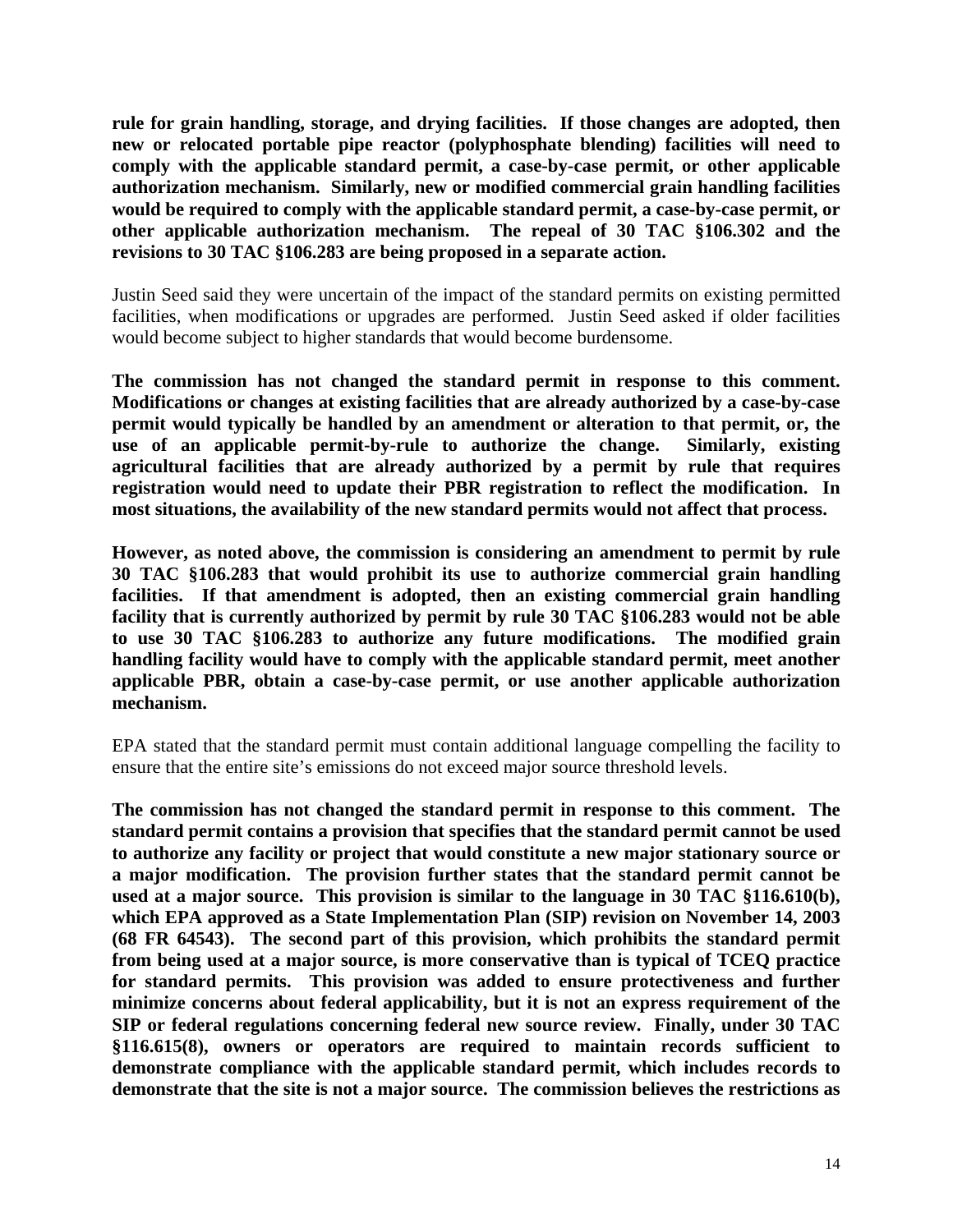**rule for grain handling, storage, and drying facilities. If those changes are adopted, then new or relocated portable pipe reactor (polyphosphate blending) facilities will need to comply with the applicable standard permit, a case-by-case permit, or other applicable authorization mechanism. Similarly, new or modified commercial grain handling facilities would be required to comply with the applicable standard permit, a case-by-case permit, or other applicable authorization mechanism. The repeal of 30 TAC §106.302 and the revisions to 30 TAC §106.283 are being proposed in a separate action.**

Justin Seed said they were uncertain of the impact of the standard permits on existing permitted facilities, when modifications or upgrades are performed. Justin Seed asked if older facilities would become subject to higher standards that would become burdensome.

**The commission has not changed the standard permit in response to this comment. Modifications or changes at existing facilities that are already authorized by a case-by-case permit would typically be handled by an amendment or alteration to that permit, or, the use of an applicable permit-by-rule to authorize the change. Similarly, existing agricultural facilities that are already authorized by a permit by rule that requires registration would need to update their PBR registration to reflect the modification. In most situations, the availability of the new standard permits would not affect that process.**

**However, as noted above, the commission is considering an amendment to permit by rule 30 TAC §106.283 that would prohibit its use to authorize commercial grain handling facilities. If that amendment is adopted, then an existing commercial grain handling facility that is currently authorized by permit by rule 30 TAC §106.283 would not be able to use 30 TAC §106.283 to authorize any future modifications. The modified grain handling facility would have to comply with the applicable standard permit, meet another applicable PBR, obtain a case-by-case permit, or use another applicable authorization mechanism.**

EPA stated that the standard permit must contain additional language compelling the facility to ensure that the entire site's emissions do not exceed major source threshold levels.

**The commission has not changed the standard permit in response to this comment. The standard permit contains a provision that specifies that the standard permit cannot be used to authorize any facility or project that would constitute a new major stationary source or a major modification. The provision further states that the standard permit cannot be used at a major source. This provision is similar to the language in 30 TAC §116.610(b), which EPA approved as a State Implementation Plan (SIP) revision on November 14, 2003 (68 FR 64543). The second part of this provision, which prohibits the standard permit from being used at a major source, is more conservative than is typical of TCEQ practice for standard permits. This provision was added to ensure protectiveness and further minimize concerns about federal applicability, but it is not an express requirement of the SIP or federal regulations concerning federal new source review. Finally, under 30 TAC §116.615(8), owners or operators are required to maintain records sufficient to demonstrate compliance with the applicable standard permit, which includes records to demonstrate that the site is not a major source. The commission believes the restrictions as**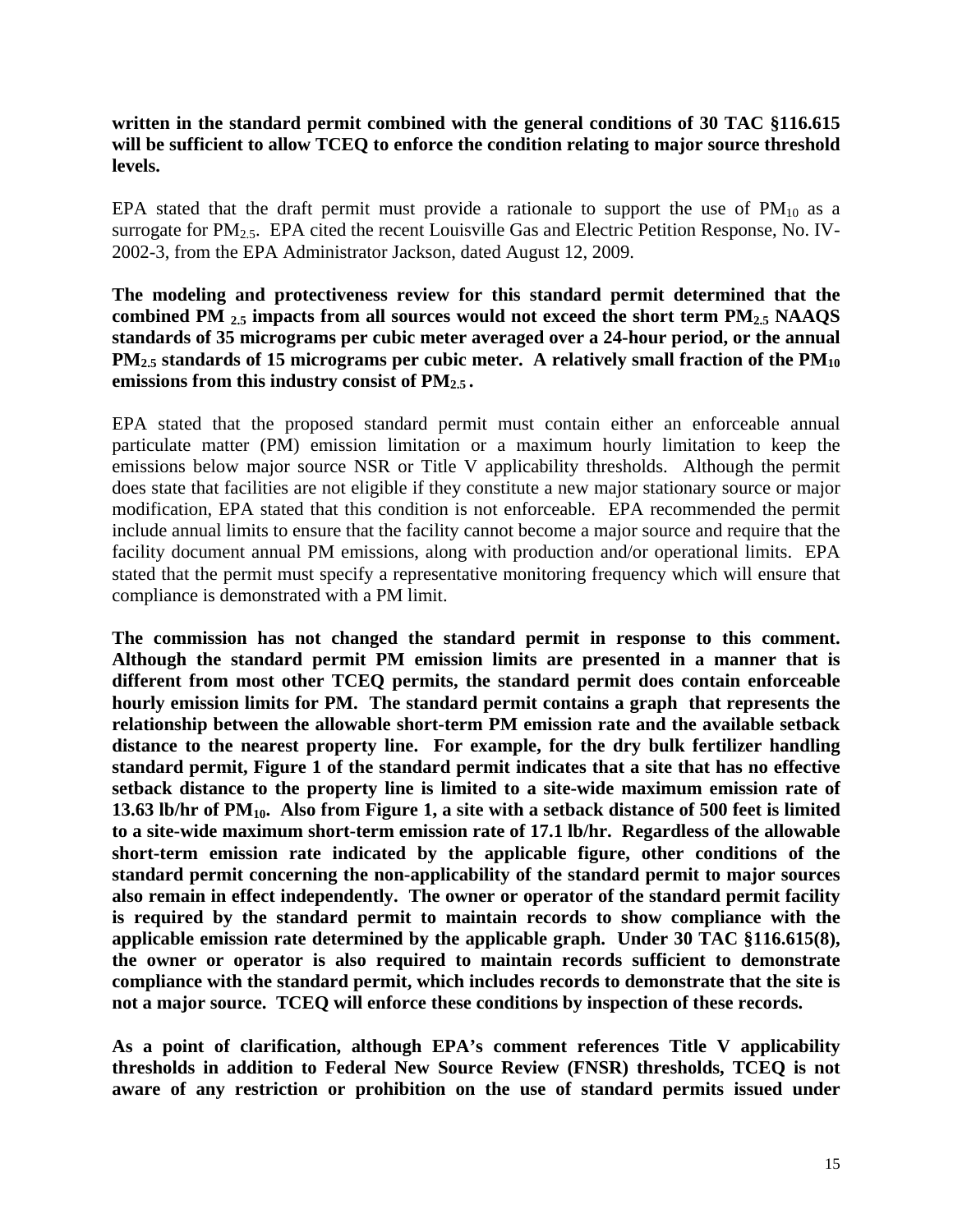**written in the standard permit combined with the general conditions of 30 TAC §116.615 will be sufficient to allow TCEQ to enforce the condition relating to major source threshold levels.**

EPA stated that the draft permit must provide a rationale to support the use of $PM_{10}$ as a surrogate for $PM_{2.5}$. EPA cited the recent Louisville Gas and Electric Petition Response, No. IV-2002-3, from the EPA Administrator Jackson, dated August 12, 2009.

**The modeling and protectiveness review for this standard permit determined that the combined PM $_{2.5}$ impacts from all sources would not exceed the short term $PM_{2.5}$ NAAQS standards of 35 micrograms per cubic meter averaged over a 24-hour period, or the annual $PM_{2.5}$ standards of 15 micrograms per cubic meter. A relatively small fraction of the $PM_{10}$ emissions from this industry consist of $PM_{2.5}$.**

EPA stated that the proposed standard permit must contain either an enforceable annual particulate matter (PM) emission limitation or a maximum hourly limitation to keep the emissions below major source NSR or Title V applicability thresholds. Although the permit does state that facilities are not eligible if they constitute a new major stationary source or major modification, EPA stated that this condition is not enforceable. EPA recommended the permit include annual limits to ensure that the facility cannot become a major source and require that the facility document annual PM emissions, along with production and/or operational limits. EPA stated that the permit must specify a representative monitoring frequency which will ensure that compliance is demonstrated with a PM limit.

**The commission has not changed the standard permit in response to this comment. Although the standard permit PM emission limits are presented in a manner that is different from most other TCEQ permits, the standard permit does contain enforceable hourly emission limits for PM. The standard permit contains a graph that represents the relationship between the allowable short-term PM emission rate and the available setback distance to the nearest property line. For example, for the dry bulk fertilizer handling standard permit, Figure 1 of the standard permit indicates that a site that has no effective setback distance to the property line is limited to a site-wide maximum emission rate of 13.63 lb/hr of $PM_{10}$. Also from Figure 1, a site with a setback distance of 500 feet is limited to a site-wide maximum short-term emission rate of 17.1 lb/hr. Regardless of the allowable short-term emission rate indicated by the applicable figure, other conditions of the standard permit concerning the non-applicability of the standard permit to major sources also remain in effect independently. The owner or operator of the standard permit facility is required by the standard permit to maintain records to show compliance with the applicable emission rate determined by the applicable graph. Under 30 TAC §116.615(8), the owner or operator is also required to maintain records sufficient to demonstrate compliance with the standard permit, which includes records to demonstrate that the site is not a major source. TCEQ will enforce these conditions by inspection of these records.**

**As a point of clarification, although EPA's comment references Title V applicability thresholds in addition to Federal New Source Review (FNSR) thresholds, TCEQ is not aware of any restriction or prohibition on the use of standard permits issued under**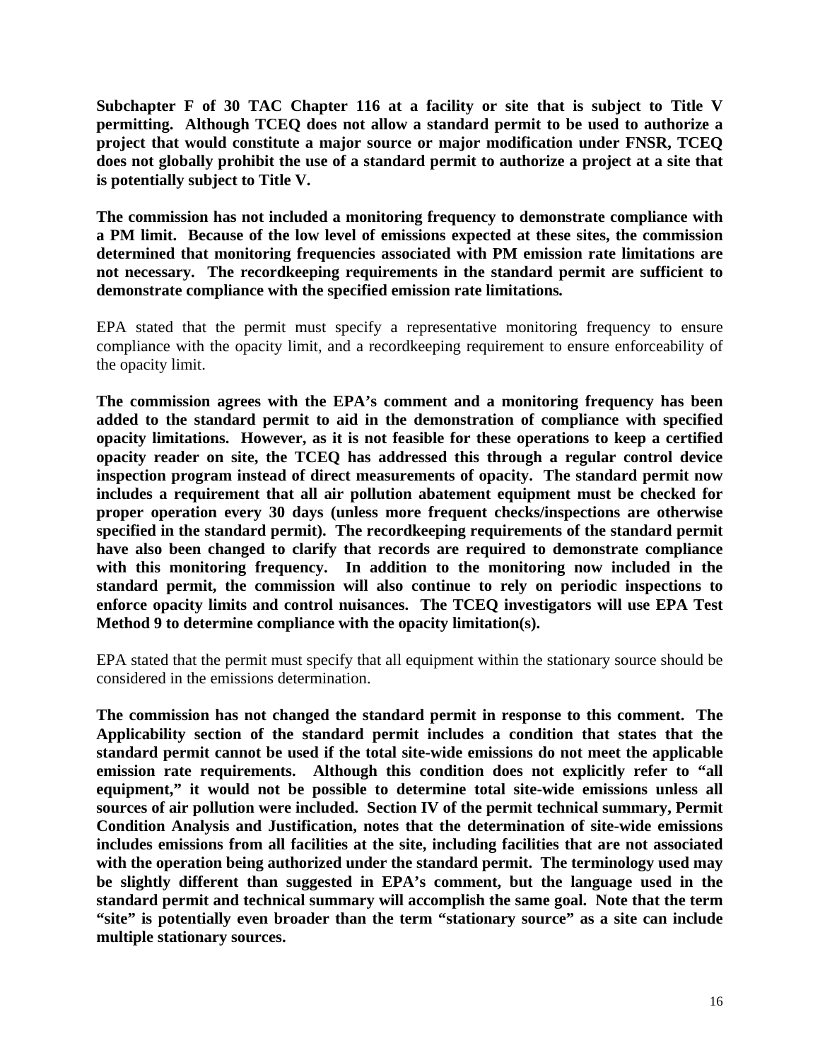**Subchapter F of 30 TAC Chapter 116 at a facility or site that is subject to Title V permitting. Although TCEQ does not allow a standard permit to be used to authorize a project that would constitute a major source or major modification under FNSR, TCEQ does not globally prohibit the use of a standard permit to authorize a project at a site that is potentially subject to Title V.**

**The commission has not included a monitoring frequency to demonstrate compliance with a PM limit. Because of the low level of emissions expected at these sites, the commission determined that monitoring frequencies associated with PM emission rate limitations are not necessary. The recordkeeping requirements in the standard permit are sufficient to demonstrate compliance with the specified emission rate limitations.**

EPA stated that the permit must specify a representative monitoring frequency to ensure compliance with the opacity limit, and a recordkeeping requirement to ensure enforceability of the opacity limit.

**The commission agrees with the EPA's comment and a monitoring frequency has been added to the standard permit to aid in the demonstration of compliance with specified opacity limitations. However, as it is not feasible for these operations to keep a certified opacity reader on site, the TCEQ has addressed this through a regular control device inspection program instead of direct measurements of opacity. The standard permit now includes a requirement that all air pollution abatement equipment must be checked for proper operation every 30 days (unless more frequent checks/inspections are otherwise specified in the standard permit). The recordkeeping requirements of the standard permit have also been changed to clarify that records are required to demonstrate compliance with this monitoring frequency. In addition to the monitoring now included in the standard permit, the commission will also continue to rely on periodic inspections to enforce opacity limits and control nuisances. The TCEQ investigators will use EPA Test Method 9 to determine compliance with the opacity limitation(s).**

EPA stated that the permit must specify that all equipment within the stationary source should be considered in the emissions determination.

**The commission has not changed the standard permit in response to this comment. The Applicability section of the standard permit includes a condition that states that the standard permit cannot be used if the total site-wide emissions do not meet the applicable emission rate requirements. Although this condition does not explicitly refer to "all equipment," it would not be possible to determine total site-wide emissions unless all sources of air pollution were included. Section IV of the permit technical summary, Permit Condition Analysis and Justification, notes that the determination of site-wide emissions includes emissions from all facilities at the site, including facilities that are not associated with the operation being authorized under the standard permit. The terminology used may be slightly different than suggested in EPA's comment, but the language used in the standard permit and technical summary will accomplish the same goal. Note that the term "site" is potentially even broader than the term "stationary source" as a site can include multiple stationary sources.**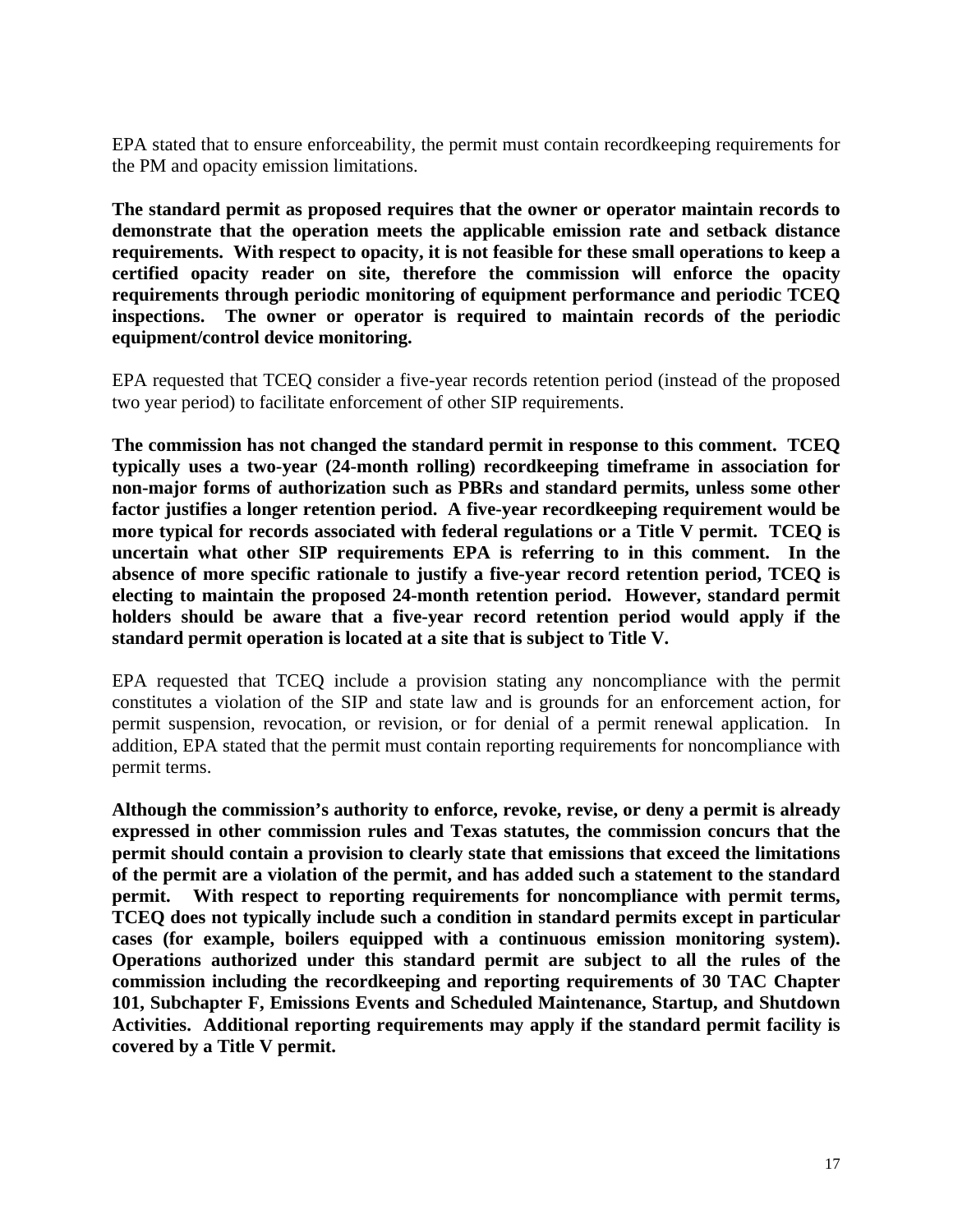EPA stated that to ensure enforceability, the permit must contain recordkeeping requirements for the PM and opacity emission limitations.

**The standard permit as proposed requires that the owner or operator maintain records to demonstrate that the operation meets the applicable emission rate and setback distance requirements. With respect to opacity, it is not feasible for these small operations to keep a certified opacity reader on site, therefore the commission will enforce the opacity requirements through periodic monitoring of equipment performance and periodic TCEQ inspections. The owner or operator is required to maintain records of the periodic equipment/control device monitoring.**

EPA requested that TCEQ consider a five-year records retention period (instead of the proposed two year period) to facilitate enforcement of other SIP requirements.

**The commission has not changed the standard permit in response to this comment. TCEQ typically uses a two-year (24-month rolling) recordkeeping timeframe in association for non-major forms of authorization such as PBRs and standard permits, unless some other factor justifies a longer retention period. A five-year recordkeeping requirement would be more typical for records associated with federal regulations or a Title V permit. TCEQ is uncertain what other SIP requirements EPA is referring to in this comment. In the absence of more specific rationale to justify a five-year record retention period, TCEQ is electing to maintain the proposed 24-month retention period. However, standard permit holders should be aware that a five-year record retention period would apply if the standard permit operation is located at a site that is subject to Title V.**

EPA requested that TCEQ include a provision stating any noncompliance with the permit constitutes a violation of the SIP and state law and is grounds for an enforcement action, for permit suspension, revocation, or revision, or for denial of a permit renewal application. In addition, EPA stated that the permit must contain reporting requirements for noncompliance with permit terms.

**Although the commission's authority to enforce, revoke, revise, or deny a permit is already expressed in other commission rules and Texas statutes, the commission concurs that the permit should contain a provision to clearly state that emissions that exceed the limitations of the permit are a violation of the permit, and has added such a statement to the standard permit. With respect to reporting requirements for noncompliance with permit terms, TCEQ does not typically include such a condition in standard permits except in particular cases (for example, boilers equipped with a continuous emission monitoring system). Operations authorized under this standard permit are subject to all the rules of the commission including the recordkeeping and reporting requirements of 30 TAC Chapter 101, Subchapter F, Emissions Events and Scheduled Maintenance, Startup, and Shutdown Activities. Additional reporting requirements may apply if the standard permit facility is covered by a Title V permit.**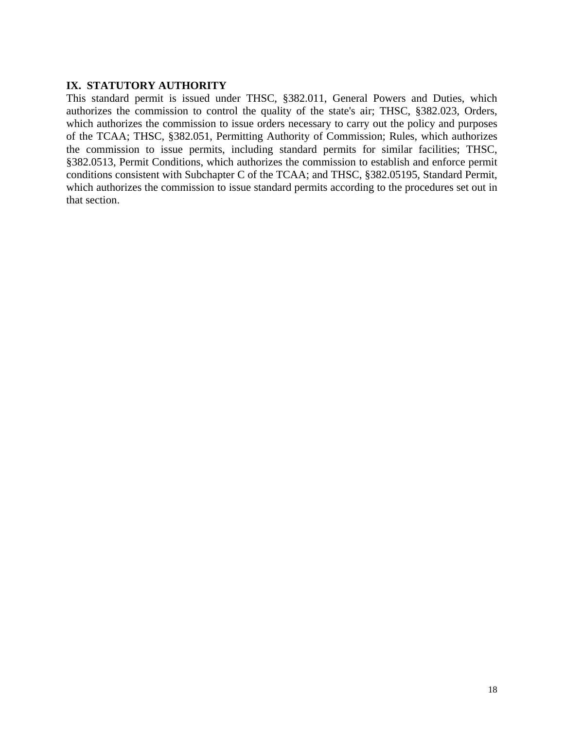## IX. STATUTORY AUTHORITY

This standard permit is issued under THSC, §382.011, General Powers and Duties, which authorizes the commission to control the quality of the state's air; THSC, §382.023, Orders, which authorizes the commission to issue orders necessary to carry out the policy and purposes of the TCAA; THSC, §382.051, Permitting Authority of Commission; Rules, which authorizes the commission to issue permits, including standard permits for similar facilities; THSC, §382.0513, Permit Conditions, which authorizes the commission to establish and enforce permit conditions consistent with Subchapter C of the TCAA; and THSC, §382.05195, Standard Permit, which authorizes the commission to issue standard permits according to the procedures set out in that section.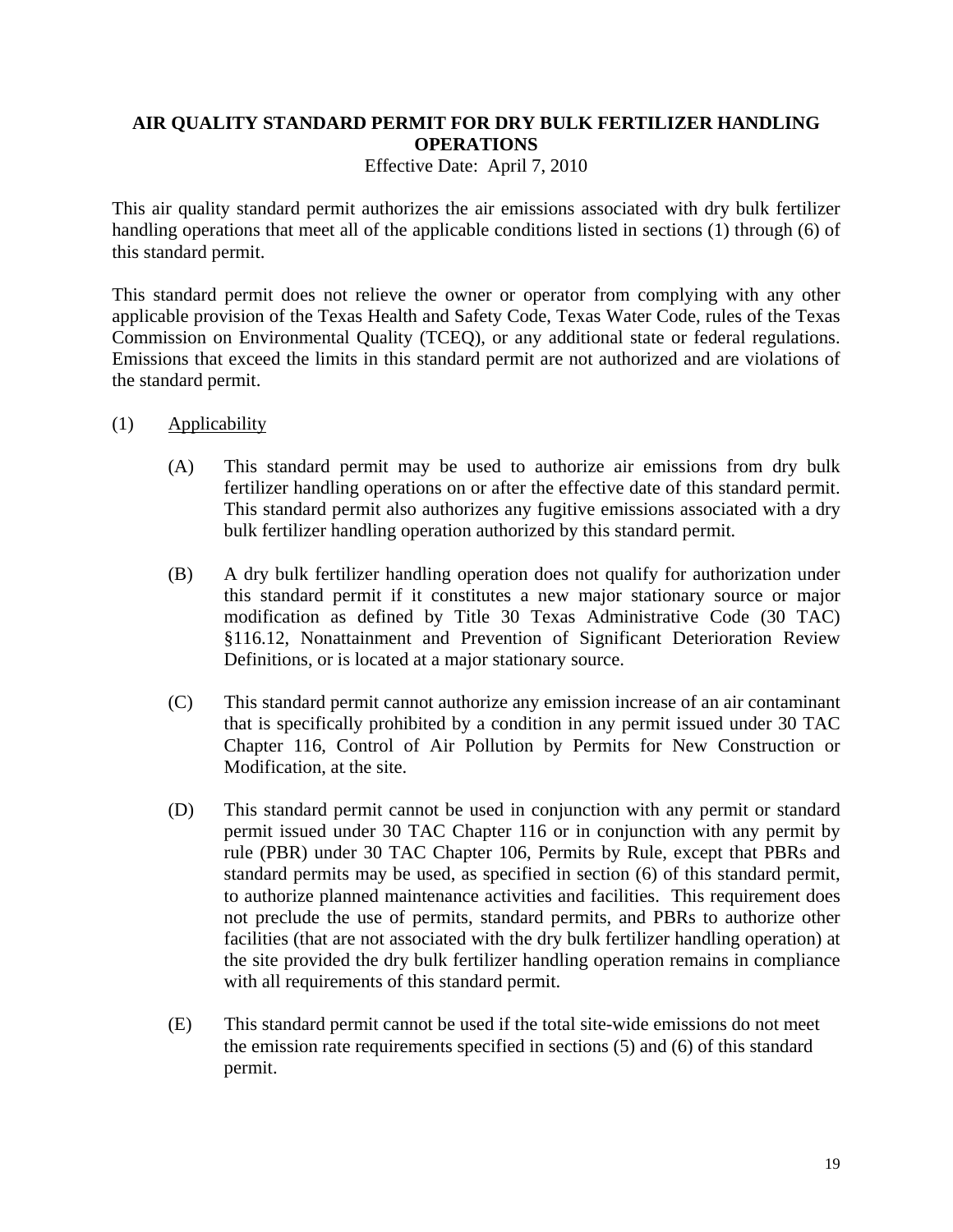# AIR QUALITY STANDARD PERMIT FOR DRY BULK FERTILIZER HANDLING OPERATIONS

Effective Date: April 7, 2010

This air quality standard permit authorizes the air emissions associated with dry bulk fertilizer handling operations that meet all of the applicable conditions listed in sections (1) through (6) of this standard permit.

This standard permit does not relieve the owner or operator from complying with any other applicable provision of the Texas Health and Safety Code, Texas Water Code, rules of the Texas Commission on Environmental Quality (TCEQ), or any additional state or federal regulations. Emissions that exceed the limits in this standard permit are not authorized and are violations of the standard permit.

(1) Applicability

(A) This standard permit may be used to authorize air emissions from dry bulk fertilizer handling operations on or after the effective date of this standard permit. This standard permit also authorizes any fugitive emissions associated with a dry bulk fertilizer handling operation authorized by this standard permit.

(B) A dry bulk fertilizer handling operation does not qualify for authorization under this standard permit if it constitutes a new major stationary source or major modification as defined by Title 30 Texas Administrative Code (30 TAC) §116.12, Nonattainment and Prevention of Significant Deterioration Review Definitions, or is located at a major stationary source.

(C) This standard permit cannot authorize any emission increase of an air contaminant that is specifically prohibited by a condition in any permit issued under 30 TAC Chapter 116, Control of Air Pollution by Permits for New Construction or Modification, at the site.

(D) This standard permit cannot be used in conjunction with any permit or standard permit issued under 30 TAC Chapter 116 or in conjunction with any permit by rule (PBR) under 30 TAC Chapter 106, Permits by Rule, except that PBRs and standard permits may be used, as specified in section (6) of this standard permit, to authorize planned maintenance activities and facilities. This requirement does not preclude the use of permits, standard permits, and PBRs to authorize other facilities (that are not associated with the dry bulk fertilizer handling operation) at the site provided the dry bulk fertilizer handling operation remains in compliance with all requirements of this standard permit.

(E) This standard permit cannot be used if the total site-wide emissions do not meet the emission rate requirements specified in sections (5) and (6) of this standard permit.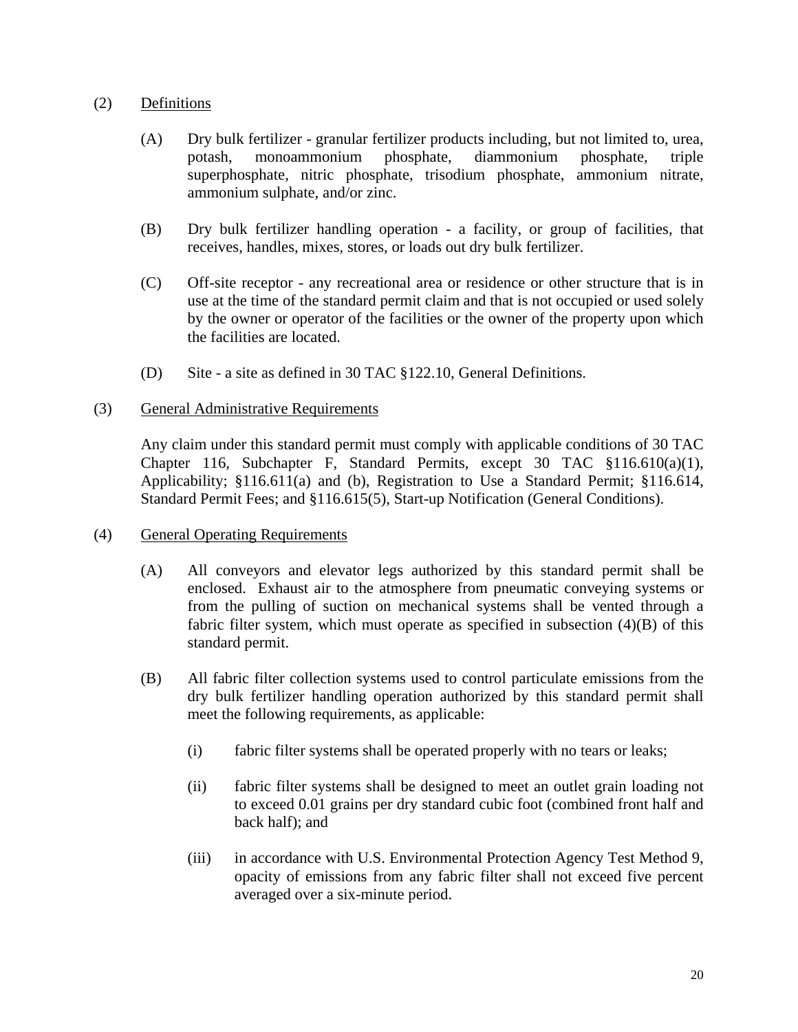(2) <u>Definitions</u>

(A) Dry bulk fertilizer - granular fertilizer products including, but not limited to, urea, potash, monoammonium phosphate, diammonium phosphate, triple superphosphate, nitric phosphate, trisodium phosphate, ammonium nitrate, ammonium sulphate, and/or zinc.

(B) Dry bulk fertilizer handling operation - a facility, or group of facilities, that receives, handles, mixes, stores, or loads out dry bulk fertilizer.

(C) Off-site receptor - any recreational area or residence or other structure that is in use at the time of the standard permit claim and that is not occupied or used solely by the owner or operator of the facilities or the owner of the property upon which the facilities are located.

(D) Site - a site as defined in 30 TAC §122.10, General Definitions.

(3) <u>General Administrative Requirements</u>

Any claim under this standard permit must comply with applicable conditions of 30 TAC Chapter 116, Subchapter F, Standard Permits, except 30 TAC §116.610(a)(1), Applicability; §116.611(a) and (b), Registration to Use a Standard Permit; §116.614, Standard Permit Fees; and §116.615(5), Start-up Notification (General Conditions).

(4) <u>General Operating Requirements</u>

(A) All conveyors and elevator legs authorized by this standard permit shall be enclosed. Exhaust air to the atmosphere from pneumatic conveying systems or from the pulling of suction on mechanical systems shall be vented through a fabric filter system, which must operate as specified in subsection (4)(B) of this standard permit.

(B) All fabric filter collection systems used to control particulate emissions from the dry bulk fertilizer handling operation authorized by this standard permit shall meet the following requirements, as applicable:

(i) fabric filter systems shall be operated properly with no tears or leaks;

(ii) fabric filter systems shall be designed to meet an outlet grain loading not to exceed 0.01 grains per dry standard cubic foot (combined front half and back half); and

(iii) in accordance with U.S. Environmental Protection Agency Test Method 9, opacity of emissions from any fabric filter shall not exceed five percent averaged over a six-minute period.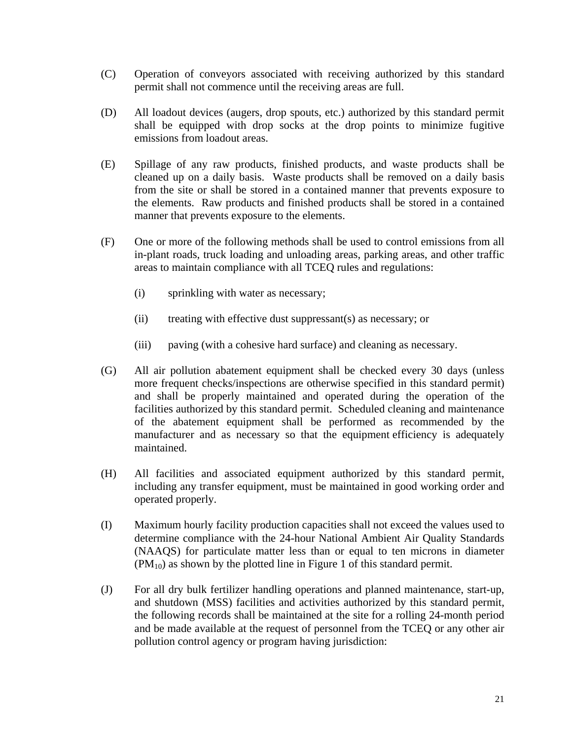(C) Operation of conveyors associated with receiving authorized by this standard permit shall not commence until the receiving areas are full.

(D) All loadout devices (augers, drop spouts, etc.) authorized by this standard permit shall be equipped with drop socks at the drop points to minimize fugitive emissions from loadout areas.

(E) Spillage of any raw products, finished products, and waste products shall be cleaned up on a daily basis. Waste products shall be removed on a daily basis from the site or shall be stored in a contained manner that prevents exposure to the elements. Raw products and finished products shall be stored in a contained manner that prevents exposure to the elements.

(F) One or more of the following methods shall be used to control emissions from all in-plant roads, truck loading and unloading areas, parking areas, and other traffic areas to maintain compliance with all TCEQ rules and regulations:

(i) sprinkling with water as necessary;

(ii) treating with effective dust suppressant(s) as necessary; or

(iii) paving (with a cohesive hard surface) and cleaning as necessary.

(G) All air pollution abatement equipment shall be checked every 30 days (unless more frequent checks/inspections are otherwise specified in this standard permit) and shall be properly maintained and operated during the operation of the facilities authorized by this standard permit. Scheduled cleaning and maintenance of the abatement equipment shall be performed as recommended by the manufacturer and as necessary so that the equipment efficiency is adequately maintained.

(H) All facilities and associated equipment authorized by this standard permit, including any transfer equipment, must be maintained in good working order and operated properly.

(I) Maximum hourly facility production capacities shall not exceed the values used to determine compliance with the 24-hour National Ambient Air Quality Standards (NAAQS) for particulate matter less than or equal to ten microns in diameter ($PM_{10}$) as shown by the plotted line in Figure 1 of this standard permit.

(J) For all dry bulk fertilizer handling operations and planned maintenance, start-up, and shutdown (MSS) facilities and activities authorized by this standard permit, the following records shall be maintained at the site for a rolling 24-month period and be made available at the request of personnel from the TCEQ or any other air pollution control agency or program having jurisdiction: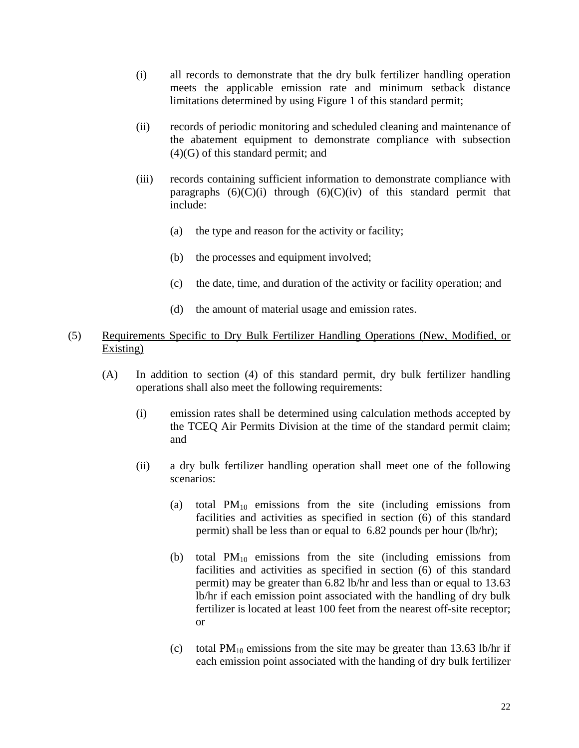(i) all records to demonstrate that the dry bulk fertilizer handling operation meets the applicable emission rate and minimum setback distance limitations determined by using Figure 1 of this standard permit;

(ii) records of periodic monitoring and scheduled cleaning and maintenance of the abatement equipment to demonstrate compliance with subsection (4)(G) of this standard permit; and

(iii) records containing sufficient information to demonstrate compliance with paragraphs (6)(C)(i) through (6)(C)(iv) of this standard permit that include:

(a) the type and reason for the activity or facility;

(b) the processes and equipment involved;

(c) the date, time, and duration of the activity or facility operation; and

(d) the amount of material usage and emission rates.

(5) <u>Requirements Specific to Dry Bulk Fertilizer Handling Operations (New, Modified, or Existing)</u>

(A) In addition to section (4) of this standard permit, dry bulk fertilizer handling operations shall also meet the following requirements:

(i) emission rates shall be determined using calculation methods accepted by the TCEQ Air Permits Division at the time of the standard permit claim; and

(ii) a dry bulk fertilizer handling operation shall meet one of the following scenarios:

(a) total $PM_{10}$ emissions from the site (including emissions from facilities and activities as specified in section (6) of this standard permit) shall be less than or equal to 6.82 pounds per hour (lb/hr);

(b) total $PM_{10}$ emissions from the site (including emissions from facilities and activities as specified in section (6) of this standard permit) may be greater than 6.82 lb/hr and less than or equal to 13.63 lb/hr if each emission point associated with the handling of dry bulk fertilizer is located at least 100 feet from the nearest off-site receptor; or

(c) total $PM_{10}$ emissions from the site may be greater than 13.63 lb/hr if each emission point associated with the handing of dry bulk fertilizer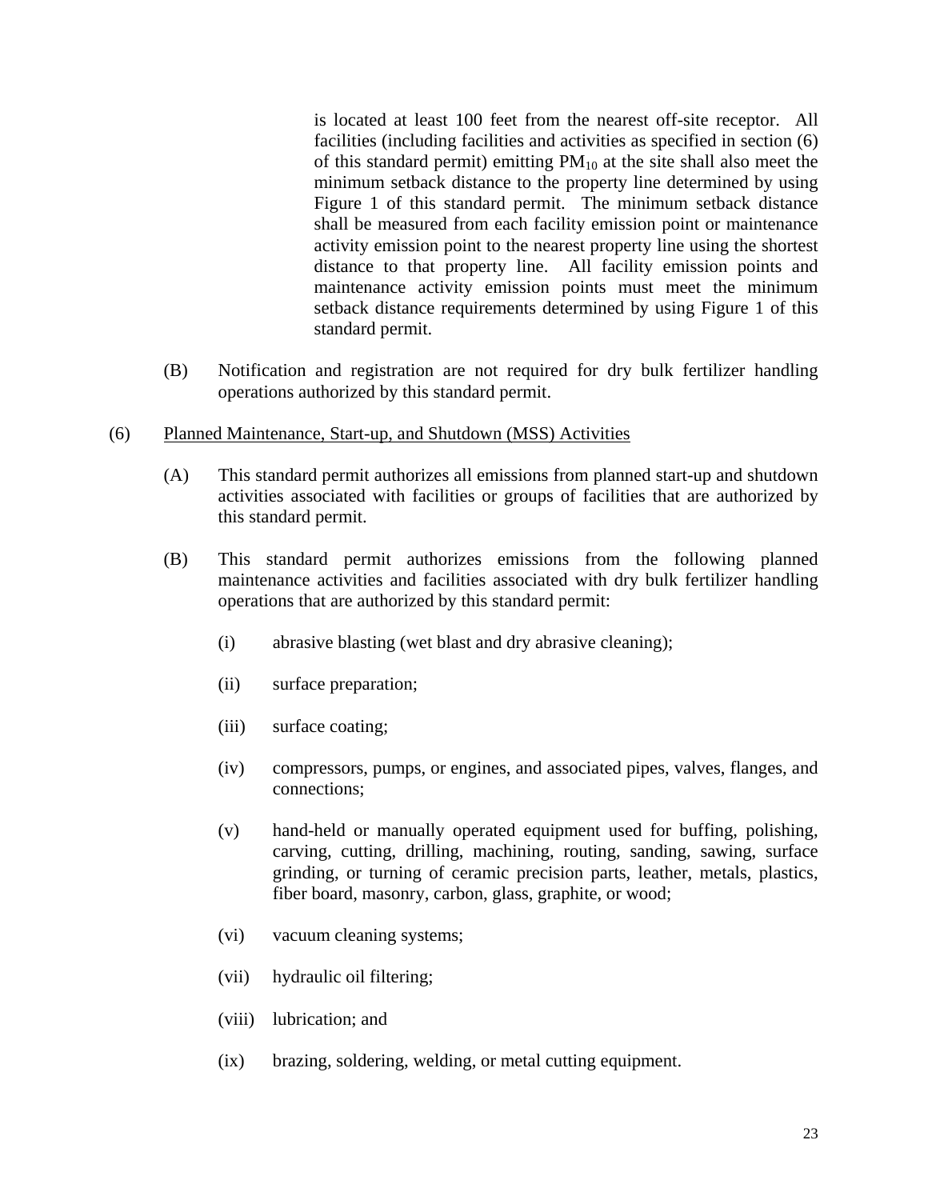is located at least 100 feet from the nearest off-site receptor. All facilities (including facilities and activities as specified in section (6) of this standard permit) emitting $PM_{10}$ at the site shall also meet the minimum setback distance to the property line determined by using Figure 1 of this standard permit. The minimum setback distance shall be measured from each facility emission point or maintenance activity emission point to the nearest property line using the shortest distance to that property line. All facility emission points and maintenance activity emission points must meet the minimum setback distance requirements determined by using Figure 1 of this standard permit.

(B) Notification and registration are not required for dry bulk fertilizer handling operations authorized by this standard permit.

(6) Planned Maintenance, Start-up, and Shutdown (MSS) Activities

(A) This standard permit authorizes all emissions from planned start-up and shutdown activities associated with facilities or groups of facilities that are authorized by this standard permit.

(B) This standard permit authorizes emissions from the following planned maintenance activities and facilities associated with dry bulk fertilizer handling operations that are authorized by this standard permit:

(i) abrasive blasting (wet blast and dry abrasive cleaning);

(ii) surface preparation;

(iii) surface coating;

(iv) compressors, pumps, or engines, and associated pipes, valves, flanges, and connections;

(v) hand-held or manually operated equipment used for buffing, polishing, carving, cutting, drilling, machining, routing, sanding, sawing, surface grinding, or turning of ceramic precision parts, leather, metals, plastics, fiber board, masonry, carbon, glass, graphite, or wood;

(vi) vacuum cleaning systems;

(vii) hydraulic oil filtering;

(viii) lubrication; and

(ix) brazing, soldering, welding, or metal cutting equipment.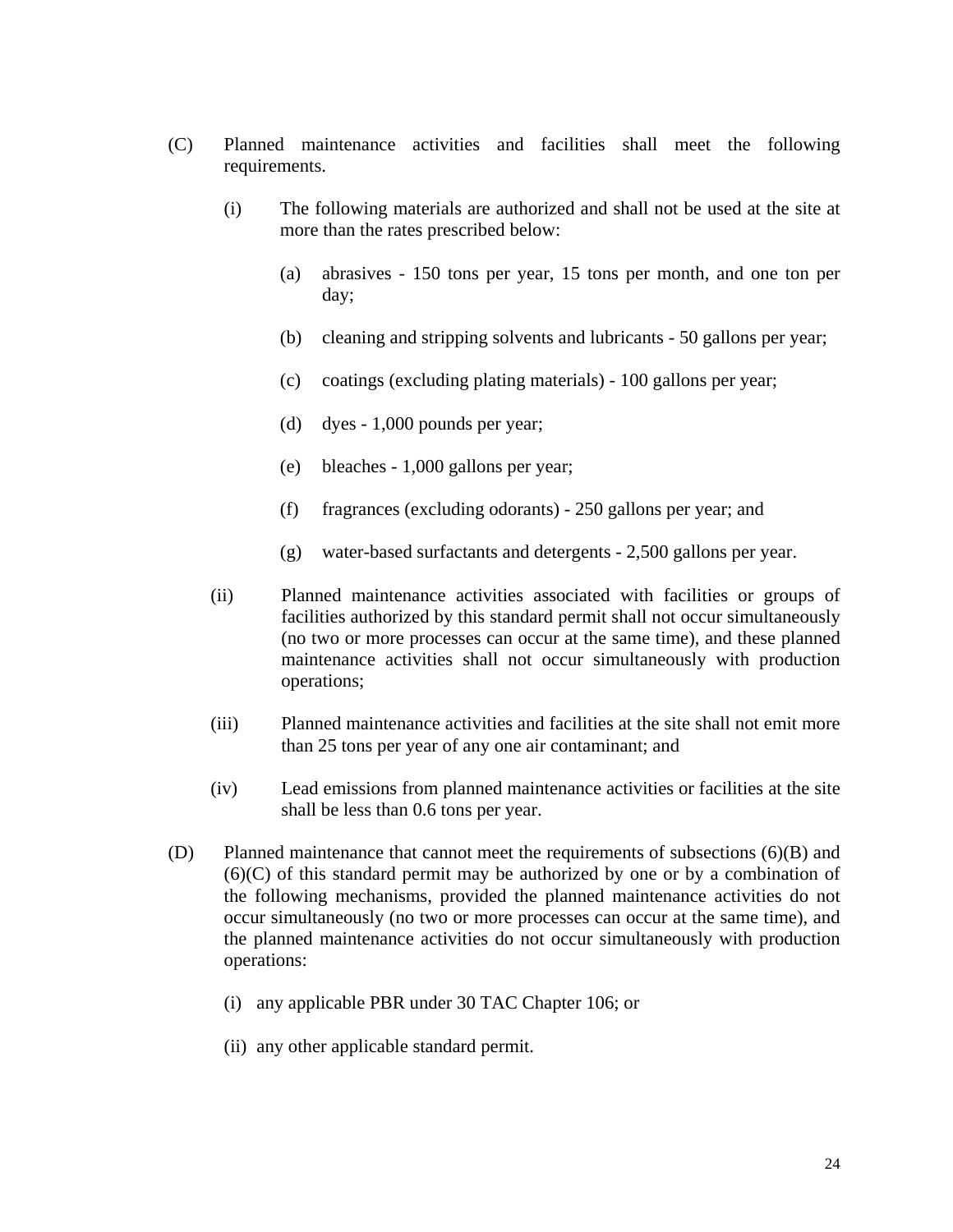(C) Planned maintenance activities and facilities shall meet the following requirements.

   (i) The following materials are authorized and shall not be used at the site at more than the rates prescribed below:

      (a) abrasives - 150 tons per year, 15 tons per month, and one ton per day;

      (b) cleaning and stripping solvents and lubricants - 50 gallons per year;

      (c) coatings (excluding plating materials) - 100 gallons per year;

      (d) dyes - 1,000 pounds per year;

      (e) bleaches - 1,000 gallons per year;

      (f) fragrances (excluding odorants) - 250 gallons per year; and

      (g) water-based surfactants and detergents - 2,500 gallons per year.

   (ii) Planned maintenance activities associated with facilities or groups of facilities authorized by this standard permit shall not occur simultaneously (no two or more processes can occur at the same time), and these planned maintenance activities shall not occur simultaneously with production operations;

   (iii) Planned maintenance activities and facilities at the site shall not emit more than 25 tons per year of any one air contaminant; and

   (iv) Lead emissions from planned maintenance activities or facilities at the site shall be less than 0.6 tons per year.

(D) Planned maintenance that cannot meet the requirements of subsections (6)(B) and (6)(C) of this standard permit may be authorized by one or by a combination of the following mechanisms, provided the planned maintenance activities do not occur simultaneously (no two or more processes can occur at the same time), and the planned maintenance activities do not occur simultaneously with production operations:

   (i) any applicable PBR under 30 TAC Chapter 106; or

   (ii) any other applicable standard permit.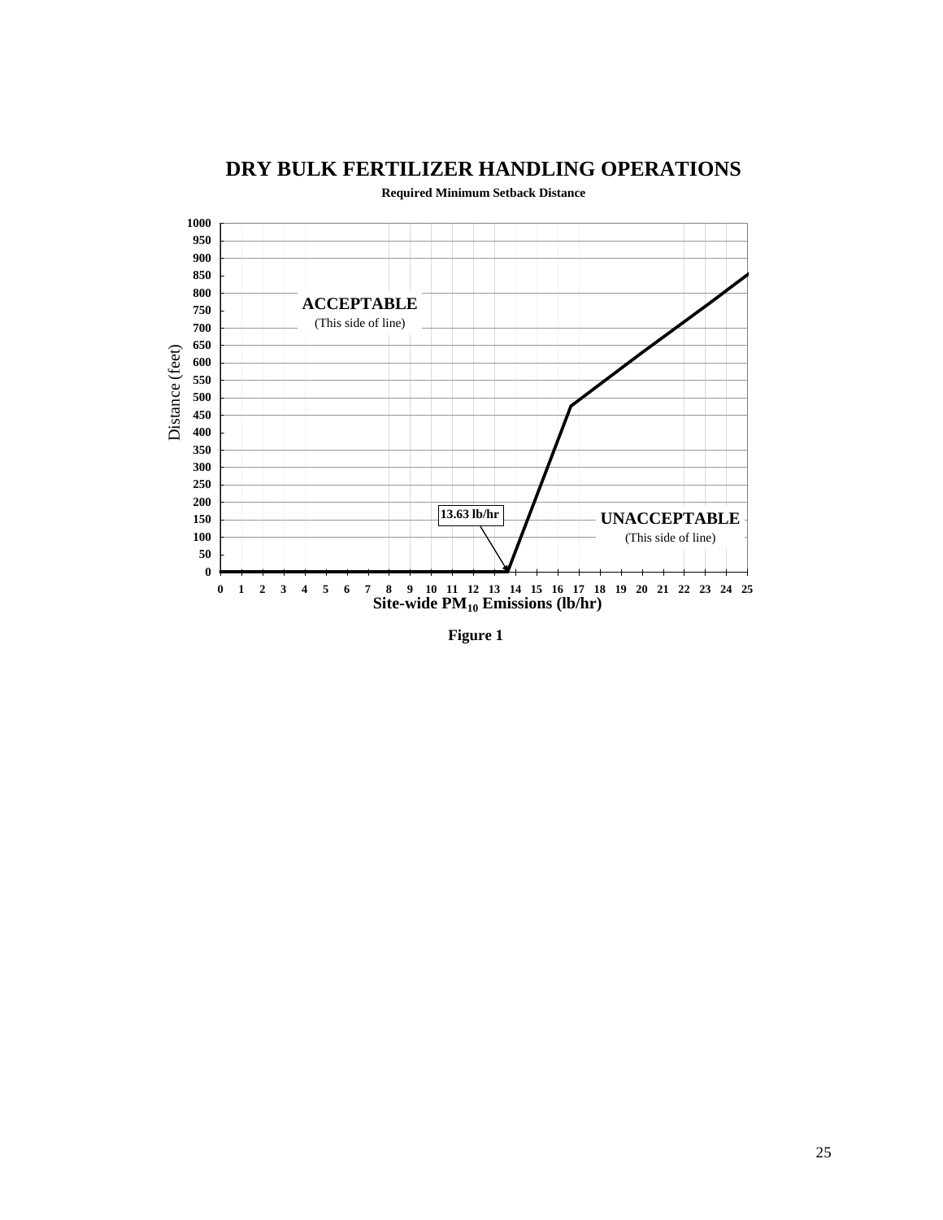DRY BULK FERTILIZER HANDLING OPERATIONS

Required Minimum Setback Distance

Distance (feet)

1000
950
900
850
800
750
700
650
600
550
500
450
400
350
300
250
200
150
100
50
0

ACCEPTABLE
(This side of line)

13.63 lb/hr

UNACCEPTABLE
(This side of line)

0 1 2 3 4 5 6 7 8 9 10 11 12 13 14 15 16 17 18 19 20 21 22 23 24 25

Site-wide $PM_{10}$ Emissions (lb/hr)

**Figure 1**